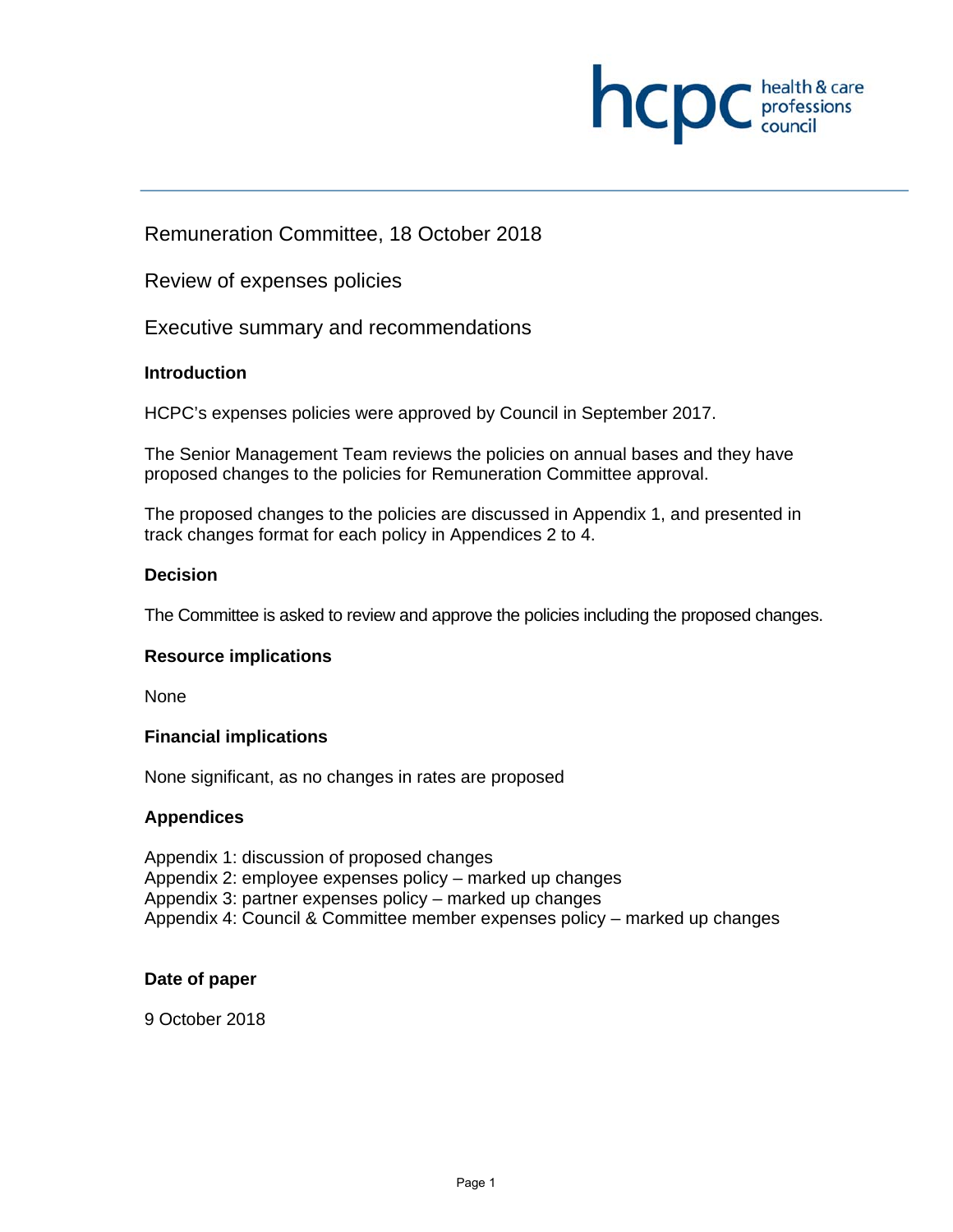hcpc health & care professions council

# Remuneration Committee, 18 October 2018

## Review of expenses policies

## Executive summary and recommendations

### Introduction

HCPC's expenses policies were approved by Council in September 2017.

The Senior Management Team reviews the policies on annual bases and they have proposed changes to the policies for Remuneration Committee approval.

The proposed changes to the policies are discussed in Appendix 1, and presented in track changes format for each policy in Appendices 2 to 4.

### Decision

The Committee is asked to review and approve the policies including the proposed changes.

### Resource implications

None

### Financial implications

None significant, as no changes in rates are proposed

### Appendices

Appendix 1: discussion of proposed changes
Appendix 2: employee expenses policy – marked up changes
Appendix 3: partner expenses policy – marked up changes
Appendix 4: Council & Committee member expenses policy – marked up changes

### Date of paper

9 October 2018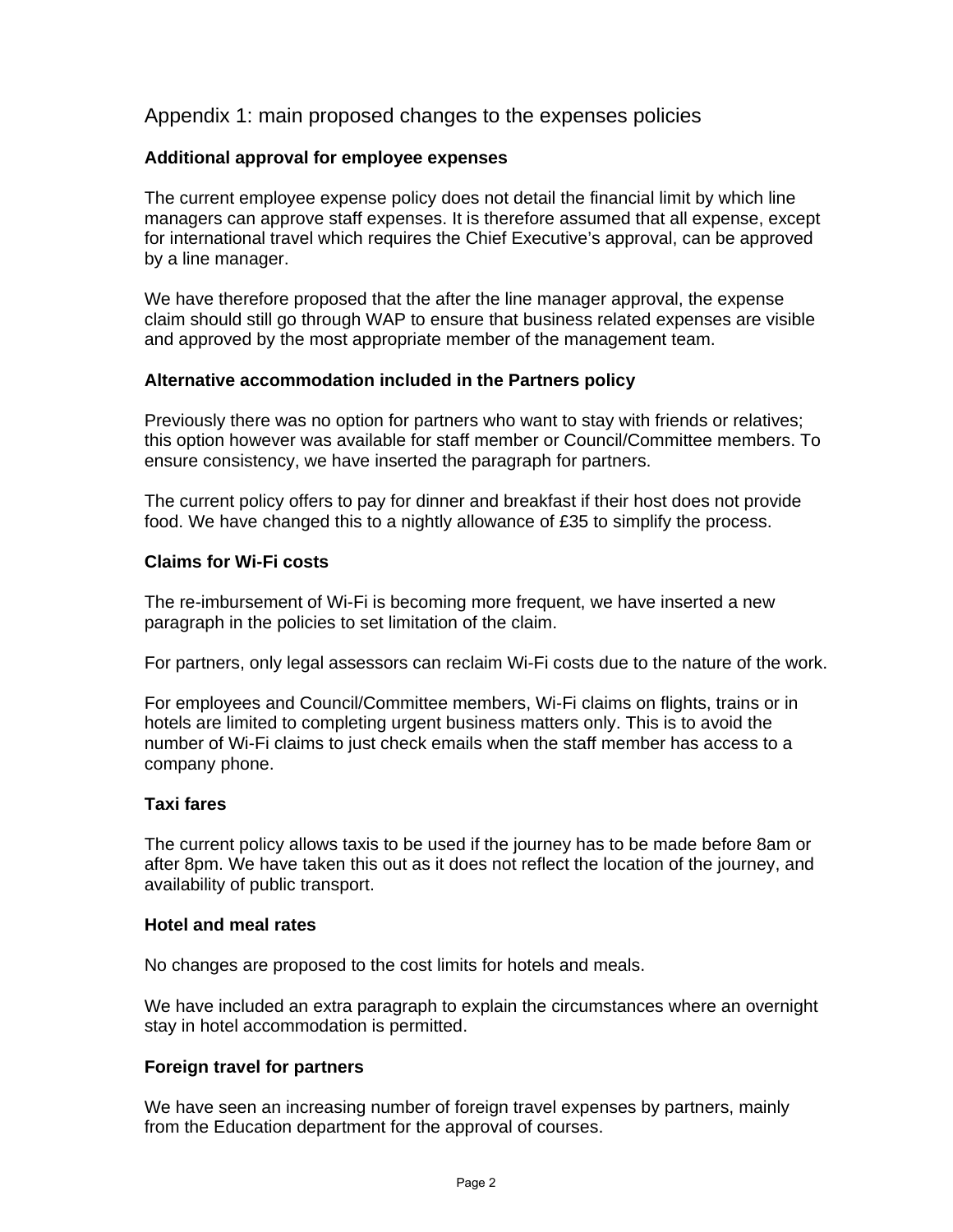## Appendix 1: main proposed changes to the expenses policies

**Additional approval for employee expenses**

The current employee expense policy does not detail the financial limit by which line managers can approve staff expenses. It is therefore assumed that all expense, except for international travel which requires the Chief Executive's approval, can be approved by a line manager.

We have therefore proposed that the after the line manager approval, the expense claim should still go through WAP to ensure that business related expenses are visible and approved by the most appropriate member of the management team.

**Alternative accommodation included in the Partners policy**

Previously there was no option for partners who want to stay with friends or relatives; this option however was available for staff member or Council/Committee members. To ensure consistency, we have inserted the paragraph for partners.

The current policy offers to pay for dinner and breakfast if their host does not provide food. We have changed this to a nightly allowance of £35 to simplify the process.

**Claims for Wi-Fi costs**

The re-imbursement of Wi-Fi is becoming more frequent, we have inserted a new paragraph in the policies to set limitation of the claim.

For partners, only legal assessors can reclaim Wi-Fi costs due to the nature of the work.

For employees and Council/Committee members, Wi-Fi claims on flights, trains or in hotels are limited to completing urgent business matters only. This is to avoid the number of Wi-Fi claims to just check emails when the staff member has access to a company phone.

**Taxi fares**

The current policy allows taxis to be used if the journey has to be made before 8am or after 8pm. We have taken this out as it does not reflect the location of the journey, and availability of public transport.

**Hotel and meal rates**

No changes are proposed to the cost limits for hotels and meals.

We have included an extra paragraph to explain the circumstances where an overnight stay in hotel accommodation is permitted.

**Foreign travel for partners**

We have seen an increasing number of foreign travel expenses by partners, mainly from the Education department for the approval of courses.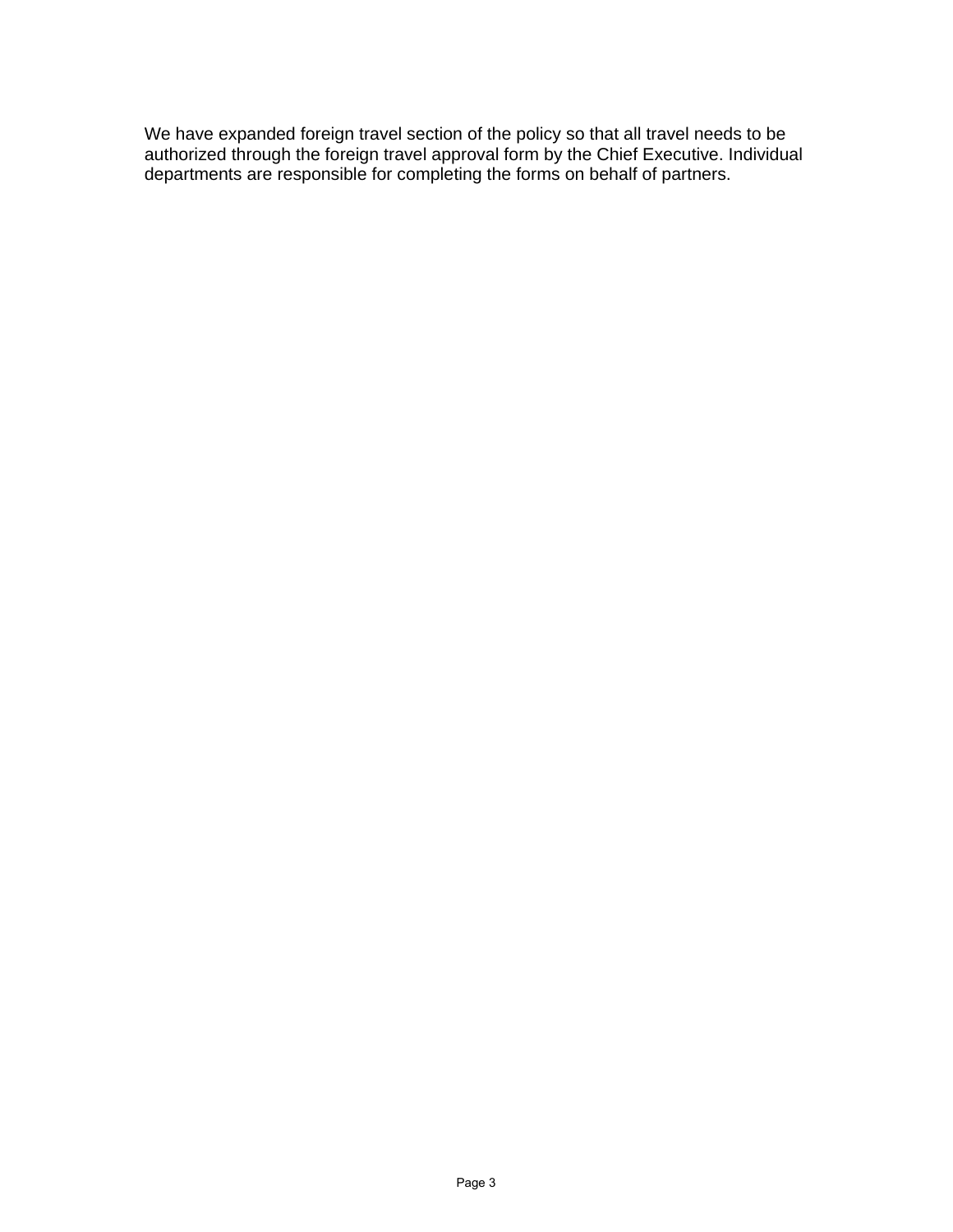We have expanded foreign travel section of the policy so that all travel needs to be authorized through the foreign travel approval form by the Chief Executive. Individual departments are responsible for completing the forms on behalf of partners.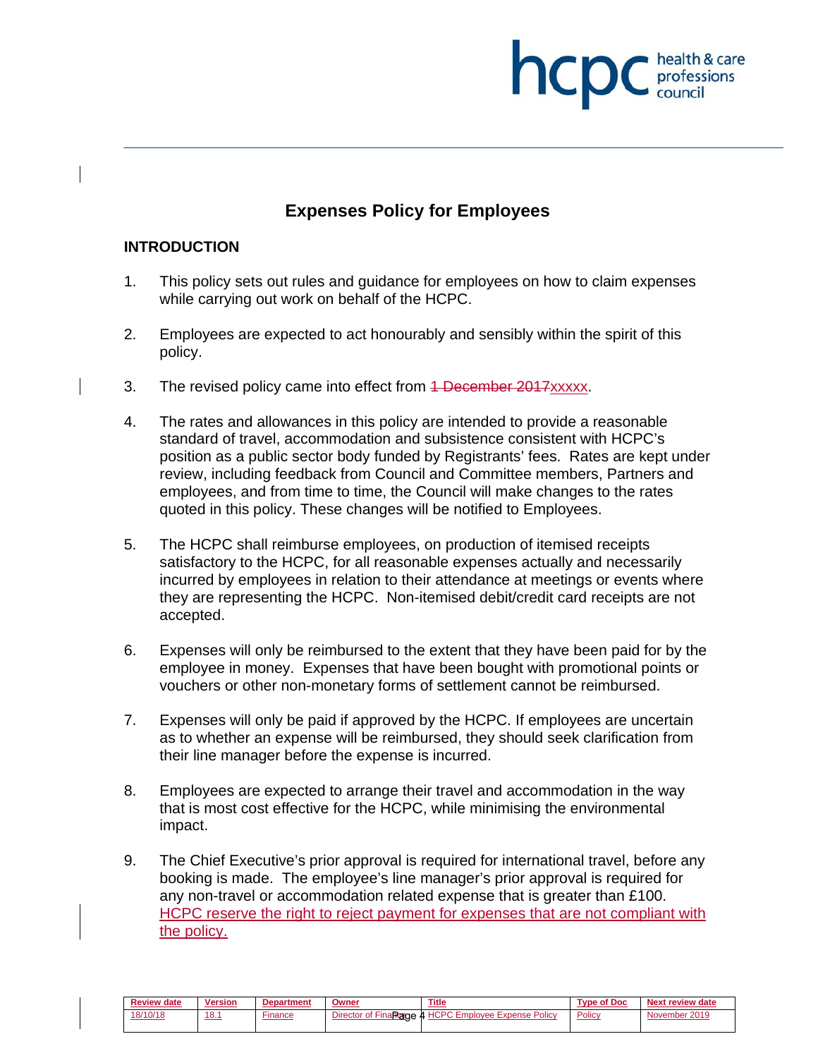# Expenses Policy for Employees

## INTRODUCTION

1. This policy sets out rules and guidance for employees on how to claim expenses while carrying out work on behalf of the HCPC.

2. Employees are expected to act honourably and sensibly within the spirit of this policy.

3. The revised policy came into effect from ~~1 December 2017~~xxxxx.

4. The rates and allowances in this policy are intended to provide a reasonable standard of travel, accommodation and subsistence consistent with HCPC's position as a public sector body funded by Registrants' fees. Rates are kept under review, including feedback from Council and Committee members, Partners and employees, and from time to time, the Council will make changes to the rates quoted in this policy. These changes will be notified to Employees.

5. The HCPC shall reimburse employees, on production of itemised receipts satisfactory to the HCPC, for all reasonable expenses actually and necessarily incurred by employees in relation to their attendance at meetings or events where they are representing the HCPC. Non-itemised debit/credit card receipts are not accepted.

6. Expenses will only be reimbursed to the extent that they have been paid for by the employee in money. Expenses that have been bought with promotional points or vouchers or other non-monetary forms of settlement cannot be reimbursed.

7. Expenses will only be paid if approved by the HCPC. If employees are uncertain as to whether an expense will be reimbursed, they should seek clarification from their line manager before the expense is incurred.

8. Employees are expected to arrange their travel and accommodation in the way that is most cost effective for the HCPC, while minimising the environmental impact.

9. The Chief Executive's prior approval is required for international travel, before any booking is made. The employee's line manager's prior approval is required for any non-travel or accommodation related expense that is greater than £100. HCPC reserve the right to reject payment for expenses that are not compliant with the policy.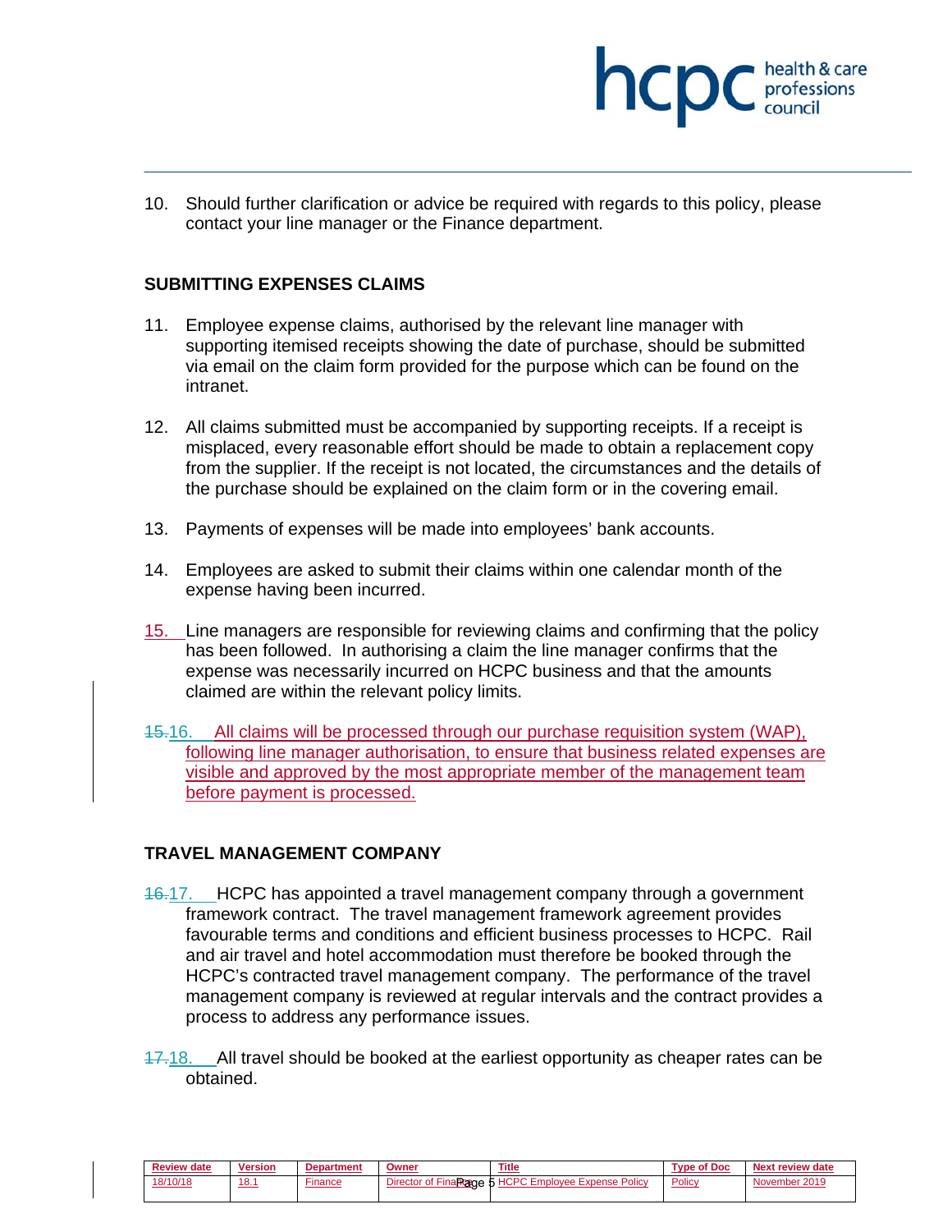10. Should further clarification or advice be required with regards to this policy, please contact your line manager or the Finance department.

## SUBMITTING EXPENSES CLAIMS

11. Employee expense claims, authorised by the relevant line manager with supporting itemised receipts showing the date of purchase, should be submitted via email on the claim form provided for the purpose which can be found on the intranet.

12. All claims submitted must be accompanied by supporting receipts. If a receipt is misplaced, every reasonable effort should be made to obtain a replacement copy from the supplier. If the receipt is not located, the circumstances and the details of the purchase should be explained on the claim form or in the covering email.

13. Payments of expenses will be made into employees' bank accounts.

14. Employees are asked to submit their claims within one calendar month of the expense having been incurred.

15. Line managers are responsible for reviewing claims and confirming that the policy has been followed. In authorising a claim the line manager confirms that the expense was necessarily incurred on HCPC business and that the amounts claimed are within the relevant policy limits.

~~15.~~16. All claims will be processed through our purchase requisition system (WAP), following line manager authorisation, to ensure that business related expenses are visible and approved by the most appropriate member of the management team before payment is processed.

## TRAVEL MANAGEMENT COMPANY

~~16.~~17. HCPC has appointed a travel management company through a government framework contract. The travel management framework agreement provides favourable terms and conditions and efficient business processes to HCPC. Rail and air travel and hotel accommodation must therefore be booked through the HCPC's contracted travel management company. The performance of the travel management company is reviewed at regular intervals and the contract provides a process to address any performance issues.

~~17.~~18. All travel should be booked at the earliest opportunity as cheaper rates can be obtained.

| Review date | Version | Department | Owner | Title | Type of Doc | Next review date |
|---|---|---|---|---|---|---|
| 18/10/18 | 18.1 | Finance | Director of Finance | HCPC Employee Expense Policy | Policy | November 2019 |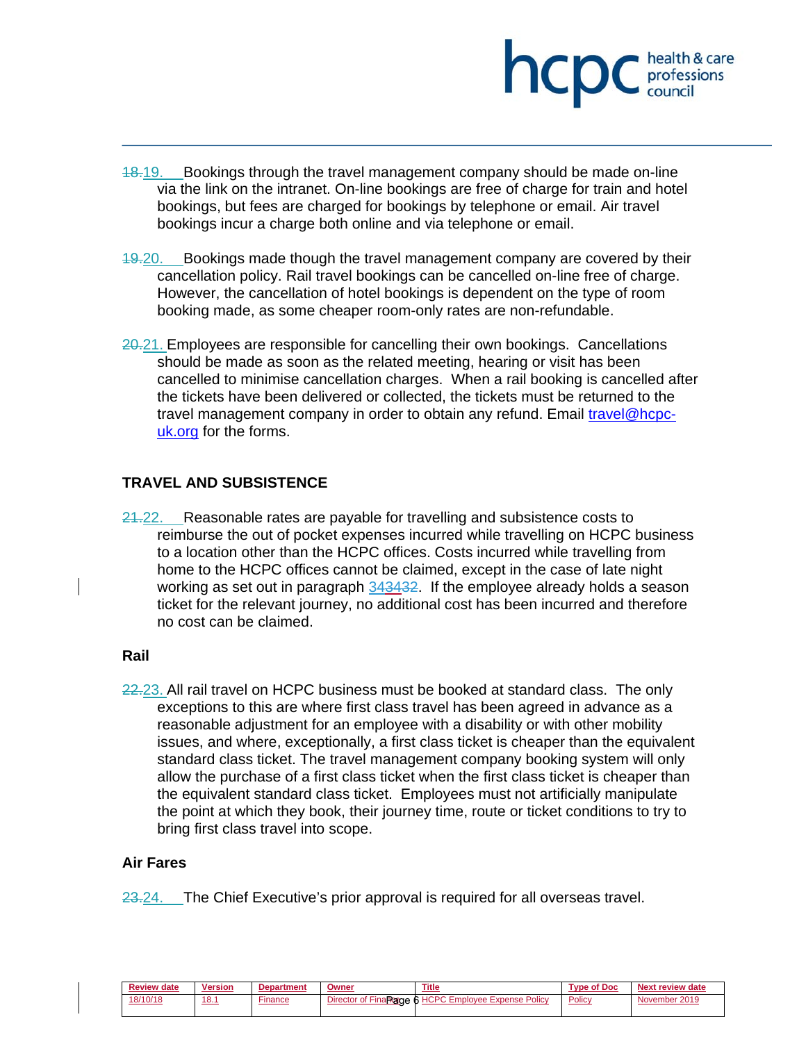19. Bookings through the travel management company should be made on-line via the link on the intranet. On-line bookings are free of charge for train and hotel bookings, but fees are charged for bookings by telephone or email. Air travel bookings incur a charge both online and via telephone or email.

20. Bookings made though the travel management company are covered by their cancellation policy. Rail travel bookings can be cancelled on-line free of charge. However, the cancellation of hotel bookings is dependent on the type of room booking made, as some cheaper room-only rates are non-refundable.

21. Employees are responsible for cancelling their own bookings. Cancellations should be made as soon as the related meeting, hearing or visit has been cancelled to minimise cancellation charges. When a rail booking is cancelled after the tickets have been delivered or collected, the tickets must be returned to the travel management company in order to obtain any refund. Email [travel@hcpc-uk.org](mailto:travel@hcpc-uk.org) for the forms.

## TRAVEL AND SUBSISTENCE

22. Reasonable rates are payable for travelling and subsistence costs to reimburse the out of pocket expenses incurred while travelling on HCPC business to a location other than the HCPC offices. Costs incurred while travelling from home to the HCPC offices cannot be claimed, except in the case of late night working as set out in paragraph 34. If the employee already holds a season ticket for the relevant journey, no additional cost has been incurred and therefore no cost can be claimed.

### Rail

23. All rail travel on HCPC business must be booked at standard class. The only exceptions to this are where first class travel has been agreed in advance as a reasonable adjustment for an employee with a disability or with other mobility issues, and where, exceptionally, a first class ticket is cheaper than the equivalent standard class ticket. The travel management company booking system will only allow the purchase of a first class ticket when the first class ticket is cheaper than the equivalent standard class ticket. Employees must not artificially manipulate the point at which they book, their journey time, route or ticket conditions to try to bring first class travel into scope.

### Air Fares

24. The Chief Executive's prior approval is required for all overseas travel.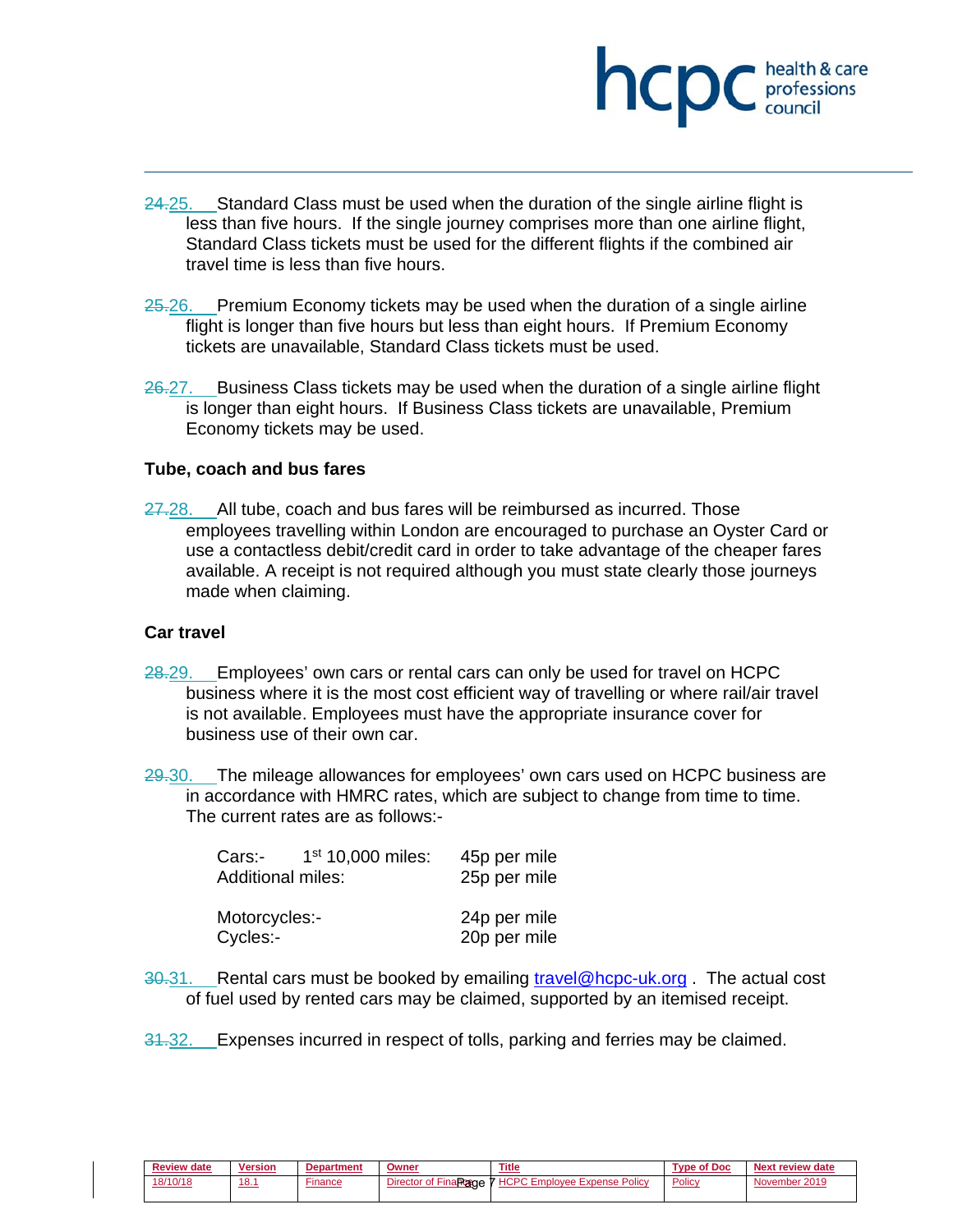24.25. Standard Class must be used when the duration of the single airline flight is less than five hours. If the single journey comprises more than one airline flight, Standard Class tickets must be used for the different flights if the combined air travel time is less than five hours.

25.26. Premium Economy tickets may be used when the duration of a single airline flight is longer than five hours but less than eight hours. If Premium Economy tickets are unavailable, Standard Class tickets must be used.

26.27. Business Class tickets may be used when the duration of a single airline flight is longer than eight hours. If Business Class tickets are unavailable, Premium Economy tickets may be used.

**Tube, coach and bus fares**

27.28. All tube, coach and bus fares will be reimbursed as incurred. Those employees travelling within London are encouraged to purchase an Oyster Card or use a contactless debit/credit card in order to take advantage of the cheaper fares available. A receipt is not required although you must state clearly those journeys made when claiming.

**Car travel**

28.29. Employees' own cars or rental cars can only be used for travel on HCPC business where it is the most cost efficient way of travelling or where rail/air travel is not available. Employees must have the appropriate insurance cover for business use of their own car.

29.30. The mileage allowances for employees' own cars used on HCPC business are in accordance with HMRC rates, which are subject to change from time to time. The current rates are as follows:-

| | |
|---|---|
| Cars:- 1st 10,000 miles: | 45p per mile |
| Additional miles: | 25p per mile |
| Motorcycles:- | 24p per mile |
| Cycles:- | 20p per mile |

30.31. Rental cars must be booked by emailing travel@hcpc-uk.org . The actual cost of fuel used by rented cars may be claimed, supported by an itemised receipt.

31.32. Expenses incurred in respect of tolls, parking and ferries may be claimed.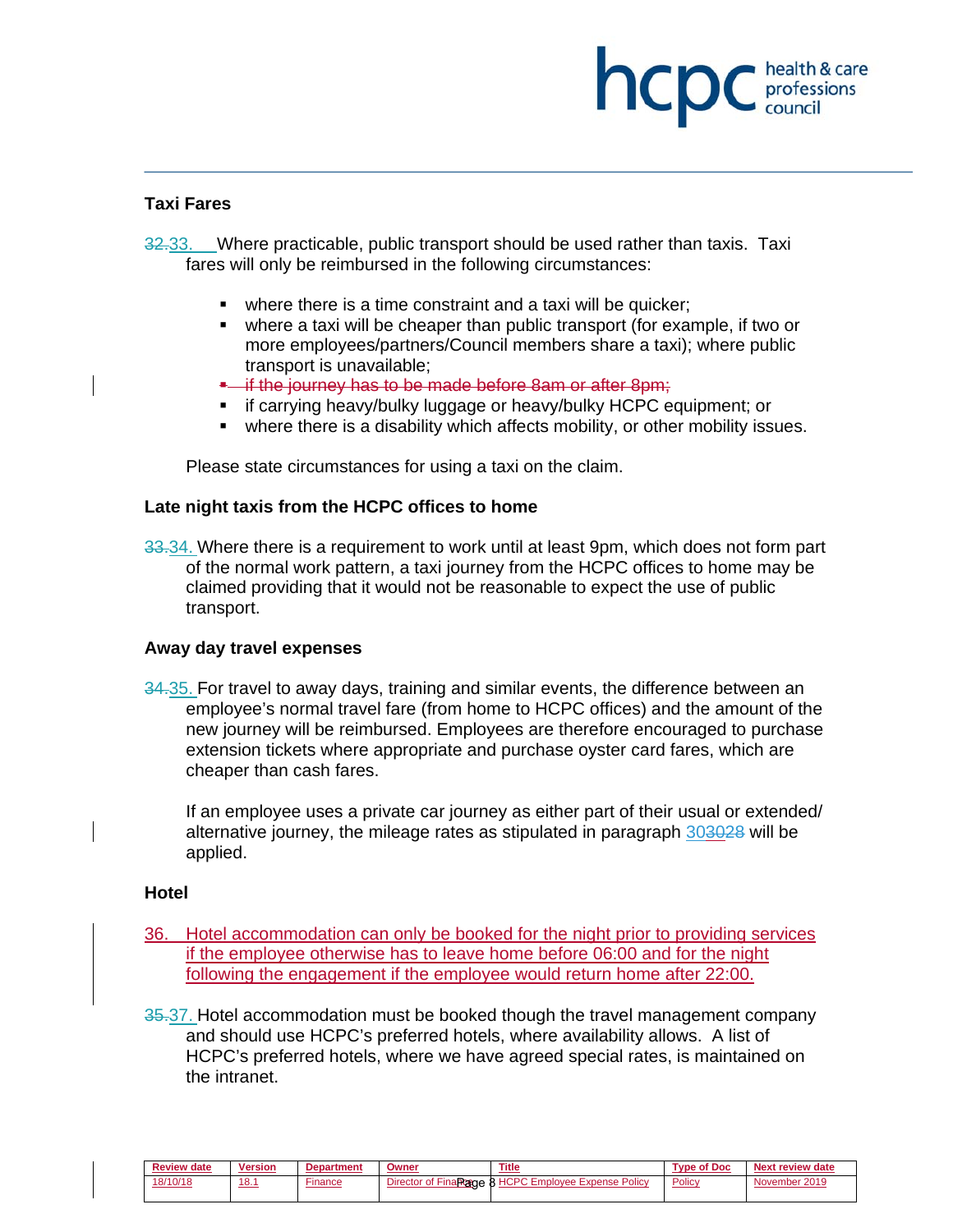### Taxi Fares

32.33. Where practicable, public transport should be used rather than taxis. Taxi fares will only be reimbursed in the following circumstances:

- where there is a time constraint and a taxi will be quicker;
- where a taxi will be cheaper than public transport (for example, if two or more employees/partners/Council members share a taxi); where public transport is unavailable;
- ~~if the journey has to be made before 8am or after 8pm;~~
- if carrying heavy/bulky luggage or heavy/bulky HCPC equipment; or
- where there is a disability which affects mobility, or other mobility issues.

Please state circumstances for using a taxi on the claim.

### Late night taxis from the HCPC offices to home

33.34. Where there is a requirement to work until at least 9pm, which does not form part of the normal work pattern, a taxi journey from the HCPC offices to home may be claimed providing that it would not be reasonable to expect the use of public transport.

### Away day travel expenses

34.35. For travel to away days, training and similar events, the difference between an employee's normal travel fare (from home to HCPC offices) and the amount of the new journey will be reimbursed. Employees are therefore encouraged to purchase extension tickets where appropriate and purchase oyster card fares, which are cheaper than cash fares.

If an employee uses a private car journey as either part of their usual or extended/ alternative journey, the mileage rates as stipulated in paragraph 303028 will be applied.

### Hotel

36. Hotel accommodation can only be booked for the night prior to providing services if the employee otherwise has to leave home before 06:00 and for the night following the engagement if the employee would return home after 22:00.

35.37. Hotel accommodation must be booked though the travel management company and should use HCPC's preferred hotels, where availability allows. A list of HCPC's preferred hotels, where we have agreed special rates, is maintained on the intranet.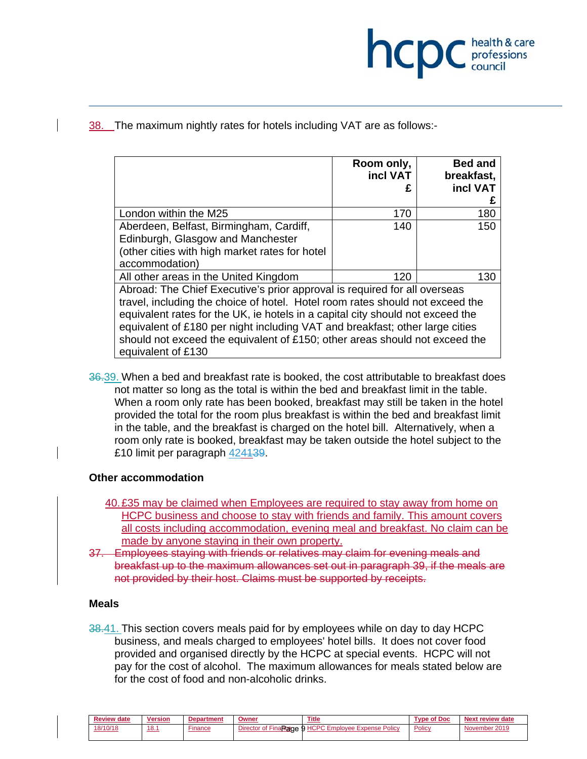38. The maximum nightly rates for hotels including VAT are as follows:-

| | Room only, incl VAT £ | Bed and breakfast, incl VAT £ |
|---|---|---|
| London within the M25 | 170 | 180 |
| Aberdeen, Belfast, Birmingham, Cardiff, Edinburgh, Glasgow and Manchester (other cities with high market rates for hotel accommodation) | 140 | 150 |
| All other areas in the United Kingdom | 120 | 130 |
| Abroad: The Chief Executive's prior approval is required for all overseas travel, including the choice of hotel. Hotel room rates should not exceed the equivalent rates for the UK, ie hotels in a capital city should not exceed the equivalent of £180 per night including VAT and breakfast; other large cities should not exceed the equivalent of £150; other areas should not exceed the equivalent of £130 | | |

~~36.~~39. When a bed and breakfast rate is booked, the cost attributable to breakfast does not matter so long as the total is within the bed and breakfast limit in the table. When a room only rate has been booked, breakfast may still be taken in the hotel provided the total for the room plus breakfast is within the bed and breakfast limit in the table, and the breakfast is charged on the hotel bill. Alternatively, when a room only rate is booked, breakfast may be taken outside the hotel subject to the £10 limit per paragraph 42~~41~~~~39~~.

### Other accommodation

40. £35 may be claimed when Employees are required to stay away from home on HCPC business and choose to stay with friends and family. This amount covers all costs including accommodation, evening meal and breakfast. No claim can be made by anyone staying in their own property.

~~37. Employees staying with friends or relatives may claim for evening meals and breakfast up to the maximum allowances set out in paragraph 39, if the meals are not provided by their host. Claims must be supported by receipts.~~

### Meals

~~38.~~41. This section covers meals paid for by employees while on day to day HCPC business, and meals charged to employees' hotel bills. It does not cover food provided and organised directly by the HCPC at special events. HCPC will not pay for the cost of alcohol. The maximum allowances for meals stated below are for the cost of food and non-alcoholic drinks.

| Review date | Version | Department | Owner | Title | Type of Doc | Next review date |
|---|---|---|---|---|---|---|
| 18/10/18 | 18.1 | Finance | Director of Finance | HCPC Employee Expense Policy | Policy | November 2019 |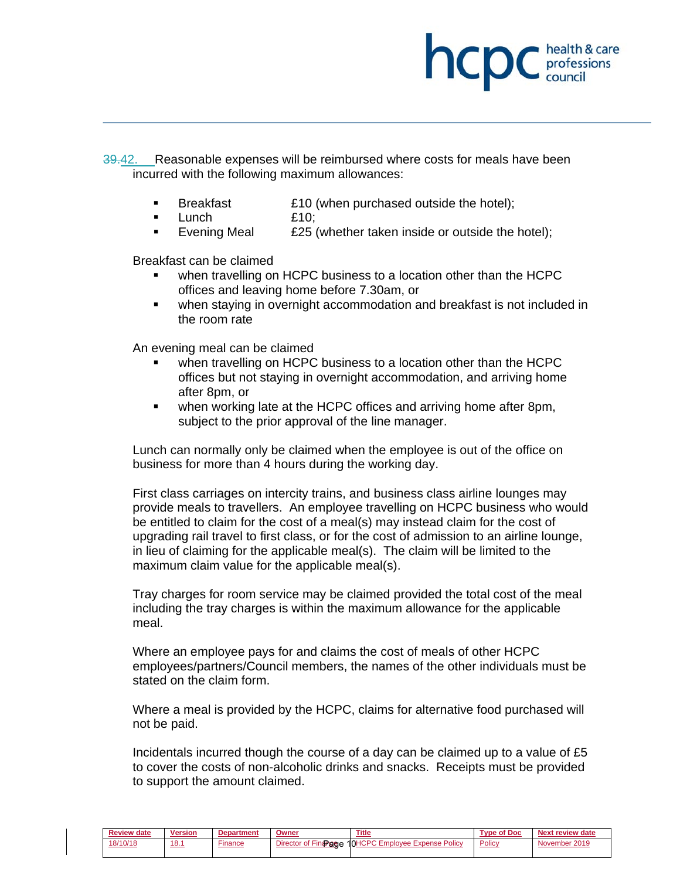~~39.~~42. Reasonable expenses will be reimbursed where costs for meals have been incurred with the following maximum allowances:

- Breakfast — £10 (when purchased outside the hotel);
- Lunch — £10;
- Evening Meal — £25 (whether taken inside or outside the hotel);

Breakfast can be claimed

- when travelling on HCPC business to a location other than the HCPC offices and leaving home before 7.30am, or
- when staying in overnight accommodation and breakfast is not included in the room rate

An evening meal can be claimed

- when travelling on HCPC business to a location other than the HCPC offices but not staying in overnight accommodation, and arriving home after 8pm, or
- when working late at the HCPC offices and arriving home after 8pm, subject to the prior approval of the line manager.

Lunch can normally only be claimed when the employee is out of the office on business for more than 4 hours during the working day.

First class carriages on intercity trains, and business class airline lounges may provide meals to travellers. An employee travelling on HCPC business who would be entitled to claim for the cost of a meal(s) may instead claim for the cost of upgrading rail travel to first class, or for the cost of admission to an airline lounge, in lieu of claiming for the applicable meal(s). The claim will be limited to the maximum claim value for the applicable meal(s).

Tray charges for room service may be claimed provided the total cost of the meal including the tray charges is within the maximum allowance for the applicable meal.

Where an employee pays for and claims the cost of meals of other HCPC employees/partners/Council members, the names of the other individuals must be stated on the claim form.

Where a meal is provided by the HCPC, claims for alternative food purchased will not be paid.

Incidentals incurred though the course of a day can be claimed up to a value of £5 to cover the costs of non-alcoholic drinks and snacks. Receipts must be provided to support the amount claimed.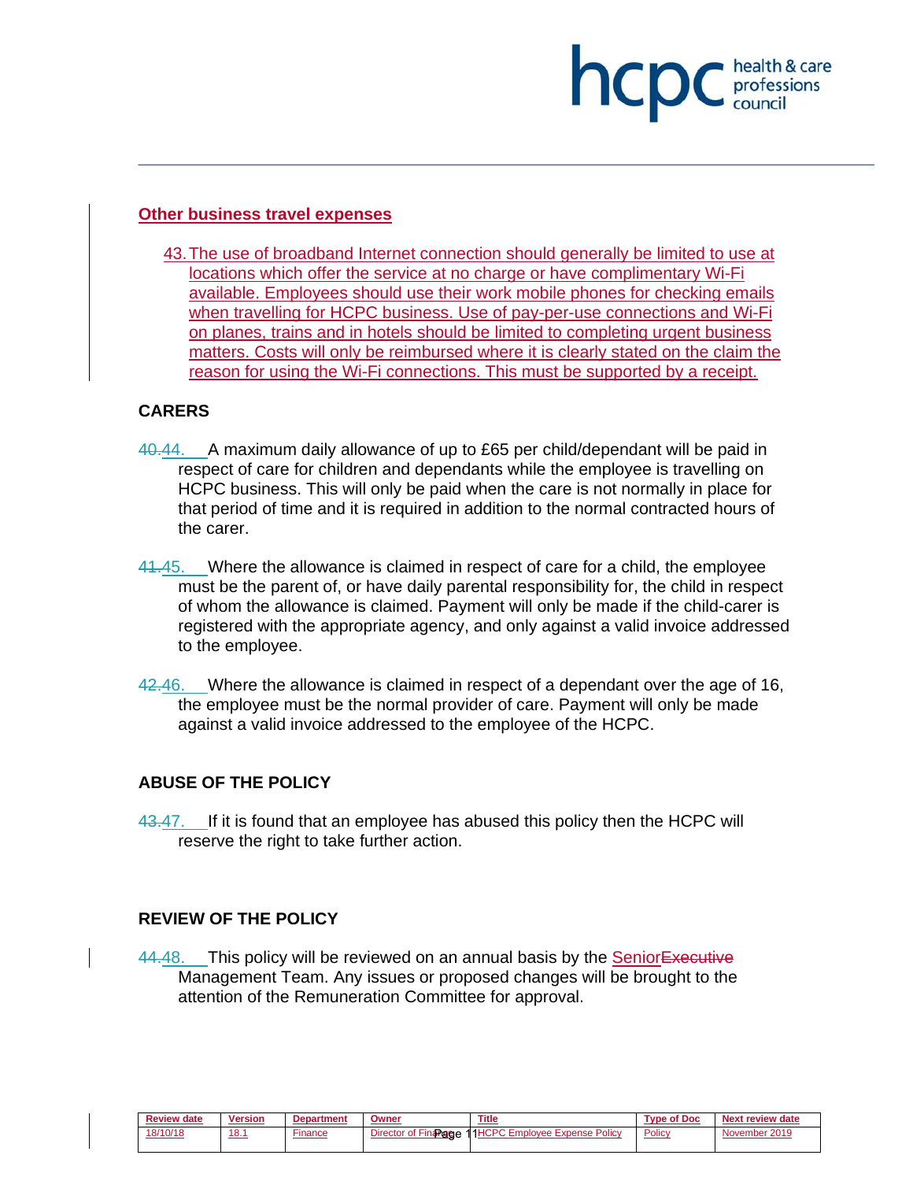### Other business travel expenses

43. The use of broadband Internet connection should generally be limited to use at locations which offer the service at no charge or have complimentary Wi-Fi available. Employees should use their work mobile phones for checking emails when travelling for HCPC business. Use of pay-per-use connections and Wi-Fi on planes, trains and in hotels should be limited to completing urgent business matters. Costs will only be reimbursed where it is clearly stated on the claim the reason for using the Wi-Fi connections. This must be supported by a receipt.

### CARERS

44. A maximum daily allowance of up to £65 per child/dependant will be paid in respect of care for children and dependants while the employee is travelling on HCPC business. This will only be paid when the care is not normally in place for that period of time and it is required in addition to the normal contracted hours of the carer.

45. Where the allowance is claimed in respect of care for a child, the employee must be the parent of, or have daily parental responsibility for, the child in respect of whom the allowance is claimed. Payment will only be made if the child-carer is registered with the appropriate agency, and only against a valid invoice addressed to the employee.

46. Where the allowance is claimed in respect of a dependant over the age of 16, the employee must be the normal provider of care. Payment will only be made against a valid invoice addressed to the employee of the HCPC.

### ABUSE OF THE POLICY

47. If it is found that an employee has abused this policy then the HCPC will reserve the right to take further action.

### REVIEW OF THE POLICY

48. This policy will be reviewed on an annual basis by the Senior Management Team. Any issues or proposed changes will be brought to the attention of the Remuneration Committee for approval.

| Review date | Version | Department | Owner | Title | Type of Doc | Next review date |
|---|---|---|---|---|---|---|
| 18/10/18 | 18.1 | Finance | Director of Finance | HCPC Employee Expense Policy | Policy | November 2019 |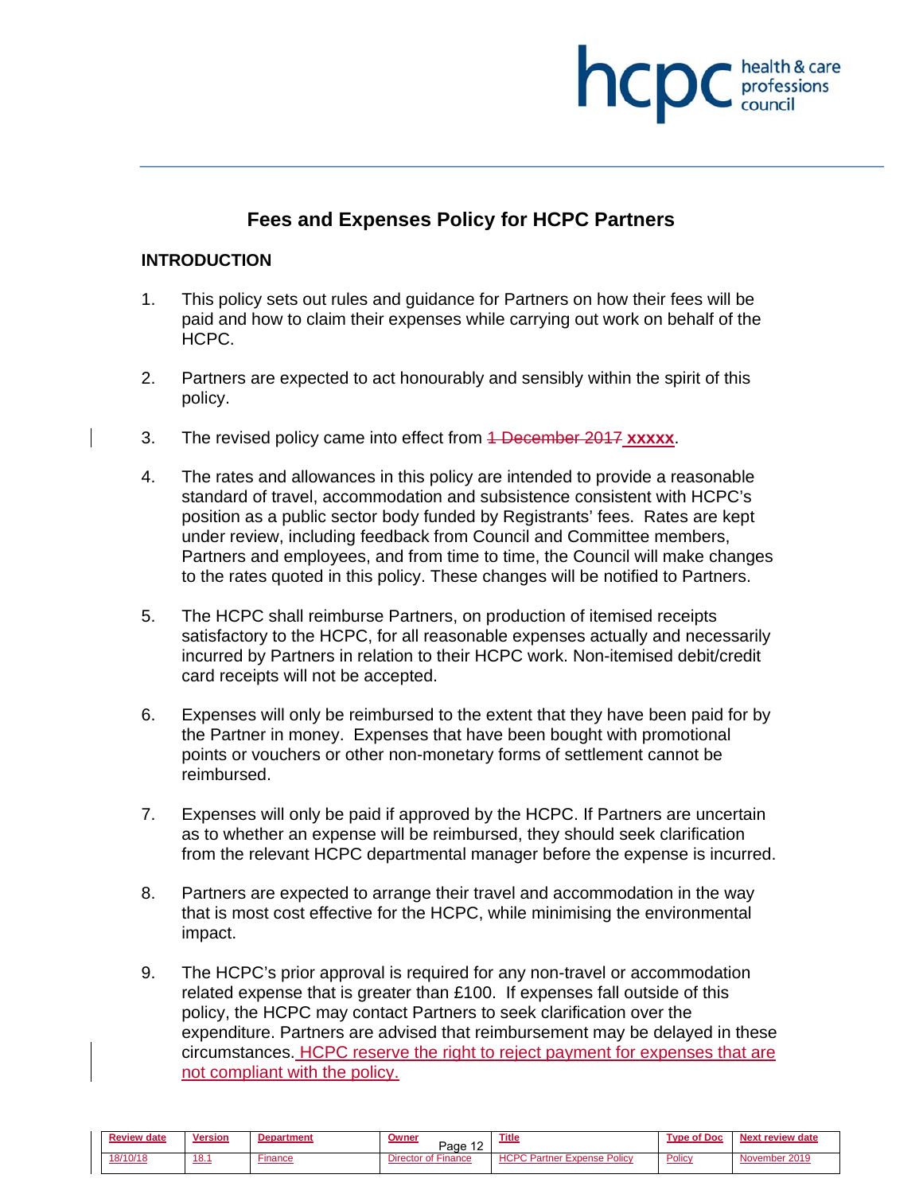# Fees and Expenses Policy for HCPC Partners

## INTRODUCTION

1. This policy sets out rules and guidance for Partners on how their fees will be paid and how to claim their expenses while carrying out work on behalf of the HCPC.

2. Partners are expected to act honourably and sensibly within the spirit of this policy.

3. The revised policy came into effect from ~~1 December 2017~~ **xxxxx**.

4. The rates and allowances in this policy are intended to provide a reasonable standard of travel, accommodation and subsistence consistent with HCPC's position as a public sector body funded by Registrants' fees. Rates are kept under review, including feedback from Council and Committee members, Partners and employees, and from time to time, the Council will make changes to the rates quoted in this policy. These changes will be notified to Partners.

5. The HCPC shall reimburse Partners, on production of itemised receipts satisfactory to the HCPC, for all reasonable expenses actually and necessarily incurred by Partners in relation to their HCPC work. Non-itemised debit/credit card receipts will not be accepted.

6. Expenses will only be reimbursed to the extent that they have been paid for by the Partner in money. Expenses that have been bought with promotional points or vouchers or other non-monetary forms of settlement cannot be reimbursed.

7. Expenses will only be paid if approved by the HCPC. If Partners are uncertain as to whether an expense will be reimbursed, they should seek clarification from the relevant HCPC departmental manager before the expense is incurred.

8. Partners are expected to arrange their travel and accommodation in the way that is most cost effective for the HCPC, while minimising the environmental impact.

9. The HCPC's prior approval is required for any non-travel or accommodation related expense that is greater than £100. If expenses fall outside of this policy, the HCPC may contact Partners to seek clarification over the expenditure. Partners are advised that reimbursement may be delayed in these circumstances. HCPC reserve the right to reject payment for expenses that are not compliant with the policy.

| Review date | Version | Department | Owner | Title | Type of Doc | Next review date |
|---|---|---|---|---|---|---|
| 18/10/18 | 18.1 | Finance | Director of Finance | HCPC Partner Expense Policy | Policy | November 2019 |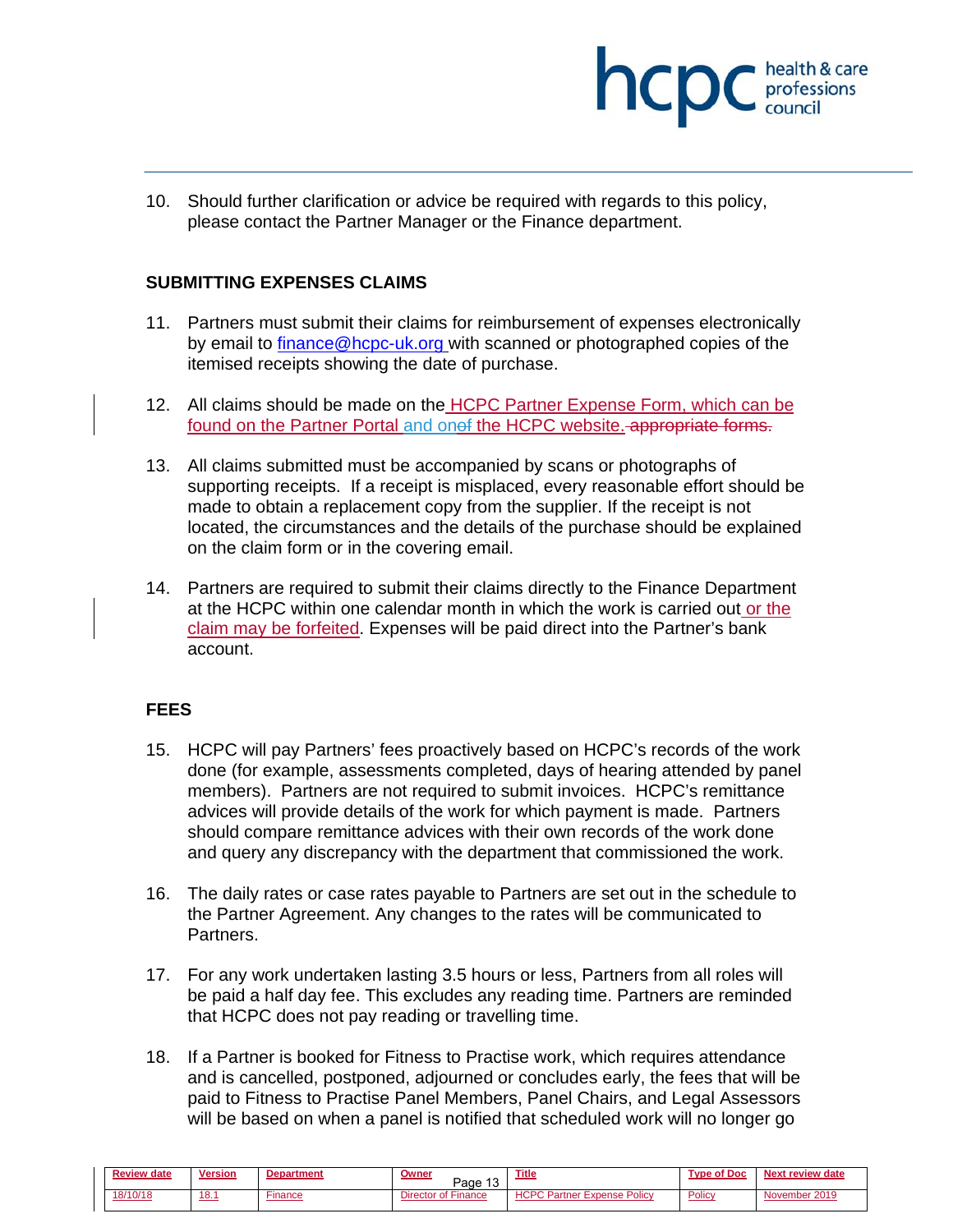10. Should further clarification or advice be required with regards to this policy, please contact the Partner Manager or the Finance department.

**SUBMITTING EXPENSES CLAIMS**

11. Partners must submit their claims for reimbursement of expenses electronically by email to finance@hcpc-uk.org with scanned or photographed copies of the itemised receipts showing the date of purchase.

12. All claims should be made on the HCPC Partner Expense Form, which can be found on the Partner Portal and on the HCPC website.

13. All claims submitted must be accompanied by scans or photographs of supporting receipts. If a receipt is misplaced, every reasonable effort should be made to obtain a replacement copy from the supplier. If the receipt is not located, the circumstances and the details of the purchase should be explained on the claim form or in the covering email.

14. Partners are required to submit their claims directly to the Finance Department at the HCPC within one calendar month in which the work is carried out or the claim may be forfeited. Expenses will be paid direct into the Partner's bank account.

**FEES**

15. HCPC will pay Partners' fees proactively based on HCPC's records of the work done (for example, assessments completed, days of hearing attended by panel members). Partners are not required to submit invoices. HCPC's remittance advices will provide details of the work for which payment is made. Partners should compare remittance advices with their own records of the work done and query any discrepancy with the department that commissioned the work.

16. The daily rates or case rates payable to Partners are set out in the schedule to the Partner Agreement. Any changes to the rates will be communicated to Partners.

17. For any work undertaken lasting 3.5 hours or less, Partners from all roles will be paid a half day fee. This excludes any reading time. Partners are reminded that HCPC does not pay reading or travelling time.

18. If a Partner is booked for Fitness to Practise work, which requires attendance and is cancelled, postponed, adjourned or concludes early, the fees that will be paid to Fitness to Practise Panel Members, Panel Chairs, and Legal Assessors will be based on when a panel is notified that scheduled work will no longer go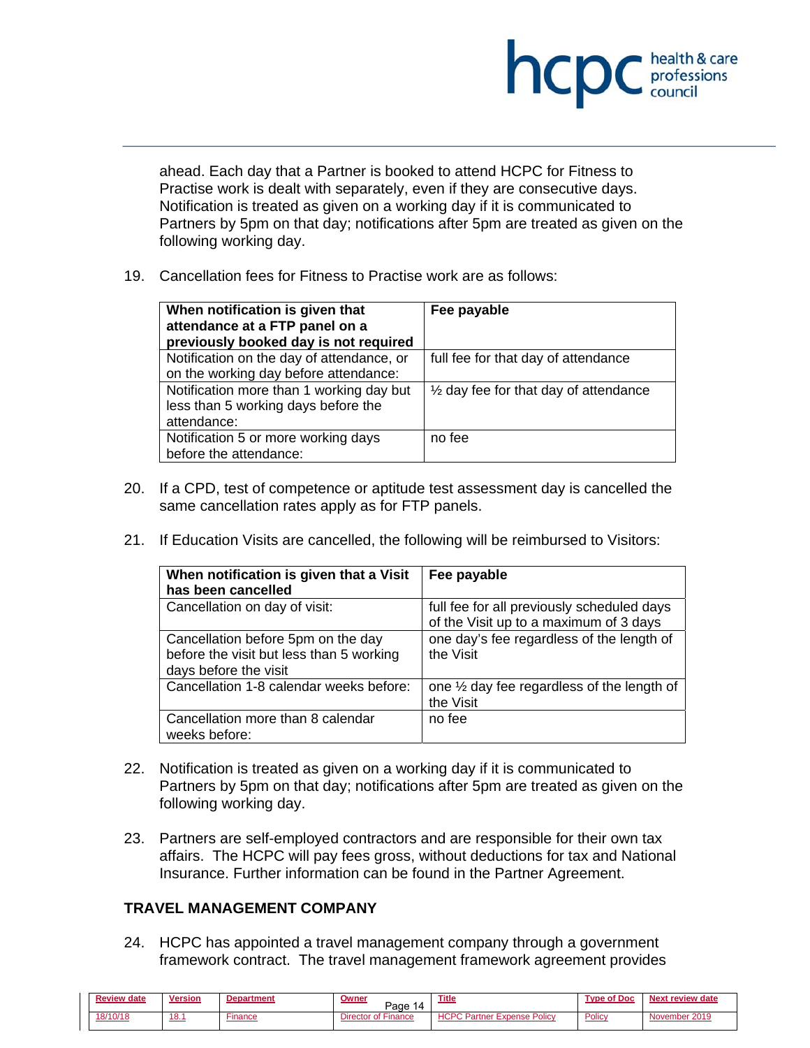ahead. Each day that a Partner is booked to attend HCPC for Fitness to Practise work is dealt with separately, even if they are consecutive days. Notification is treated as given on a working day if it is communicated to Partners by 5pm on that day; notifications after 5pm are treated as given on the following working day.

19. Cancellation fees for Fitness to Practise work are as follows:

| When notification is given that attendance at a FTP panel on a previously booked day is not required | Fee payable |
|---|---|
| Notification on the day of attendance, or on the working day before attendance: | full fee for that day of attendance |
| Notification more than 1 working day but less than 5 working days before the attendance: | ½ day fee for that day of attendance |
| Notification 5 or more working days before the attendance: | no fee |

20. If a CPD, test of competence or aptitude test assessment day is cancelled the same cancellation rates apply as for FTP panels.

21. If Education Visits are cancelled, the following will be reimbursed to Visitors:

| When notification is given that a Visit has been cancelled | Fee payable |
|---|---|
| Cancellation on day of visit: | full fee for all previously scheduled days of the Visit up to a maximum of 3 days |
| Cancellation before 5pm on the day before the visit but less than 5 working days before the visit | one day's fee regardless of the length of the Visit |
| Cancellation 1-8 calendar weeks before: | one ½ day fee regardless of the length of the Visit |
| Cancellation more than 8 calendar weeks before: | no fee |

22. Notification is treated as given on a working day if it is communicated to Partners by 5pm on that day; notifications after 5pm are treated as given on the following working day.

23. Partners are self-employed contractors and are responsible for their own tax affairs. The HCPC will pay fees gross, without deductions for tax and National Insurance. Further information can be found in the Partner Agreement.

**TRAVEL MANAGEMENT COMPANY**

24. HCPC has appointed a travel management company through a government framework contract. The travel management framework agreement provides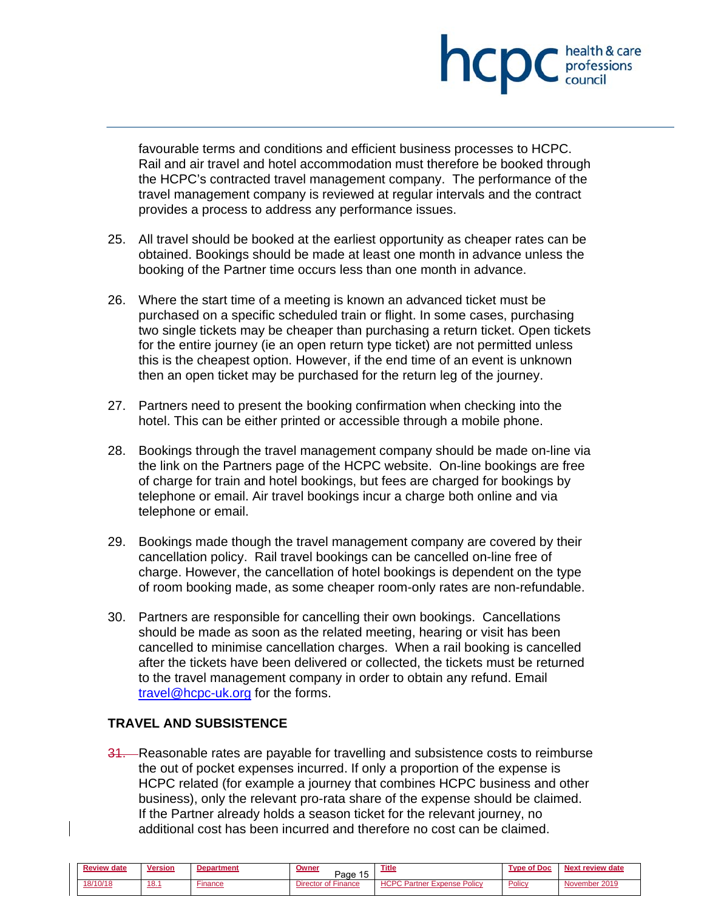favourable terms and conditions and efficient business processes to HCPC. Rail and air travel and hotel accommodation must therefore be booked through the HCPC's contracted travel management company. The performance of the travel management company is reviewed at regular intervals and the contract provides a process to address any performance issues.

25. All travel should be booked at the earliest opportunity as cheaper rates can be obtained. Bookings should be made at least one month in advance unless the booking of the Partner time occurs less than one month in advance.

26. Where the start time of a meeting is known an advanced ticket must be purchased on a specific scheduled train or flight. In some cases, purchasing two single tickets may be cheaper than purchasing a return ticket. Open tickets for the entire journey (ie an open return type ticket) are not permitted unless this is the cheapest option. However, if the end time of an event is unknown then an open ticket may be purchased for the return leg of the journey.

27. Partners need to present the booking confirmation when checking into the hotel. This can be either printed or accessible through a mobile phone.

28. Bookings through the travel management company should be made on-line via the link on the Partners page of the HCPC website. On-line bookings are free of charge for train and hotel bookings, but fees are charged for bookings by telephone or email. Air travel bookings incur a charge both online and via telephone or email.

29. Bookings made though the travel management company are covered by their cancellation policy. Rail travel bookings can be cancelled on-line free of charge. However, the cancellation of hotel bookings is dependent on the type of room booking made, as some cheaper room-only rates are non-refundable.

30. Partners are responsible for cancelling their own bookings. Cancellations should be made as soon as the related meeting, hearing or visit has been cancelled to minimise cancellation charges. When a rail booking is cancelled after the tickets have been delivered or collected, the tickets must be returned to the travel management company in order to obtain any refund. Email travel@hcpc-uk.org for the forms.

## TRAVEL AND SUBSISTENCE

31. Reasonable rates are payable for travelling and subsistence costs to reimburse the out of pocket expenses incurred. If only a proportion of the expense is HCPC related (for example a journey that combines HCPC business and other business), only the relevant pro-rata share of the expense should be claimed. If the Partner already holds a season ticket for the relevant journey, no additional cost has been incurred and therefore no cost can be claimed.

| Review date | Version | Department | Owner | Title | Type of Doc | Next review date |
|---|---|---|---|---|---|---|
| 18/10/18 | 18.1 | Finance | Director of Finance | HCPC Partner Expense Policy | Policy | November 2019 |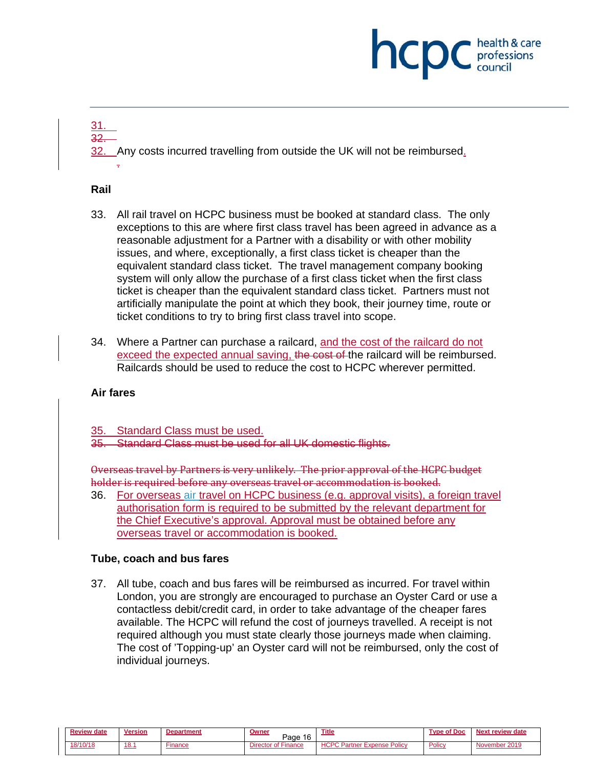31.

32.

32. Any costs incurred travelling from outside the UK will not be reimbursed.

## Rail

33. All rail travel on HCPC business must be booked at standard class. The only exceptions to this are where first class travel has been agreed in advance as a reasonable adjustment for a Partner with a disability or with other mobility issues, and where, exceptionally, a first class ticket is cheaper than the equivalent standard class ticket. The travel management company booking system will only allow the purchase of a first class ticket when the first class ticket is cheaper than the equivalent standard class ticket. Partners must not artificially manipulate the point at which they book, their journey time, route or ticket conditions to try to bring first class travel into scope.

34. Where a Partner can purchase a railcard, and the cost of the railcard do not exceed the expected annual saving, the cost of the railcard will be reimbursed. Railcards should be used to reduce the cost to HCPC wherever permitted.

## Air fares

35. Standard Class must be used.

35. Standard Class must be used for all UK domestic flights.

Overseas travel by Partners is very unlikely. The prior approval of the HCPC budget holder is required before any overseas travel or accommodation is booked.

36. For overseas air travel on HCPC business (e.g. approval visits), a foreign travel authorisation form is required to be submitted by the relevant department for the Chief Executive's approval. Approval must be obtained before any overseas travel or accommodation is booked.

## Tube, coach and bus fares

37. All tube, coach and bus fares will be reimbursed as incurred. For travel within London, you are strongly are encouraged to purchase an Oyster Card or use a contactless debit/credit card, in order to take advantage of the cheaper fares available. The HCPC will refund the cost of journeys travelled. A receipt is not required although you must state clearly those journeys made when claiming. The cost of 'Topping-up' an Oyster card will not be reimbursed, only the cost of individual journeys.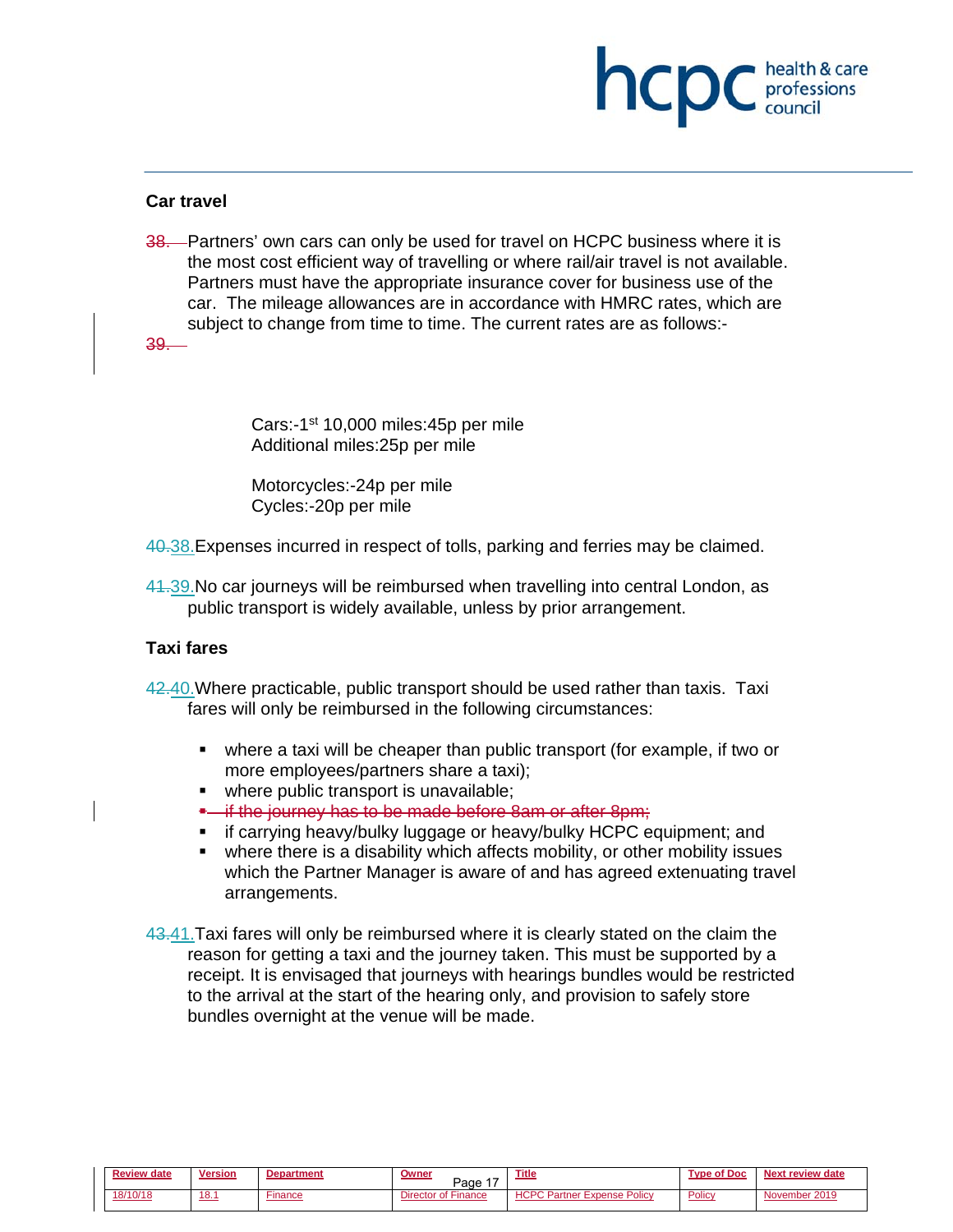### Car travel

38. Partners' own cars can only be used for travel on HCPC business where it is the most cost efficient way of travelling or where rail/air travel is not available. Partners must have the appropriate insurance cover for business use of the car. The mileage allowances are in accordance with HMRC rates, which are subject to change from time to time. The current rates are as follows:-

39.

Cars:-1st 10,000 miles:45p per mile
Additional miles:25p per mile

Motorcycles:-24p per mile
Cycles:-20p per mile

40.38. Expenses incurred in respect of tolls, parking and ferries may be claimed.

41.39. No car journeys will be reimbursed when travelling into central London, as public transport is widely available, unless by prior arrangement.

### Taxi fares

42.40. Where practicable, public transport should be used rather than taxis. Taxi fares will only be reimbursed in the following circumstances:

- where a taxi will be cheaper than public transport (for example, if two or more employees/partners share a taxi);
- where public transport is unavailable;
- ~~if the journey has to be made before 8am or after 8pm;~~
- if carrying heavy/bulky luggage or heavy/bulky HCPC equipment; and
- where there is a disability which affects mobility, or other mobility issues which the Partner Manager is aware of and has agreed extenuating travel arrangements.

43.41. Taxi fares will only be reimbursed where it is clearly stated on the claim the reason for getting a taxi and the journey taken. This must be supported by a receipt. It is envisaged that journeys with hearings bundles would be restricted to the arrival at the start of the hearing only, and provision to safely store bundles overnight at the venue will be made.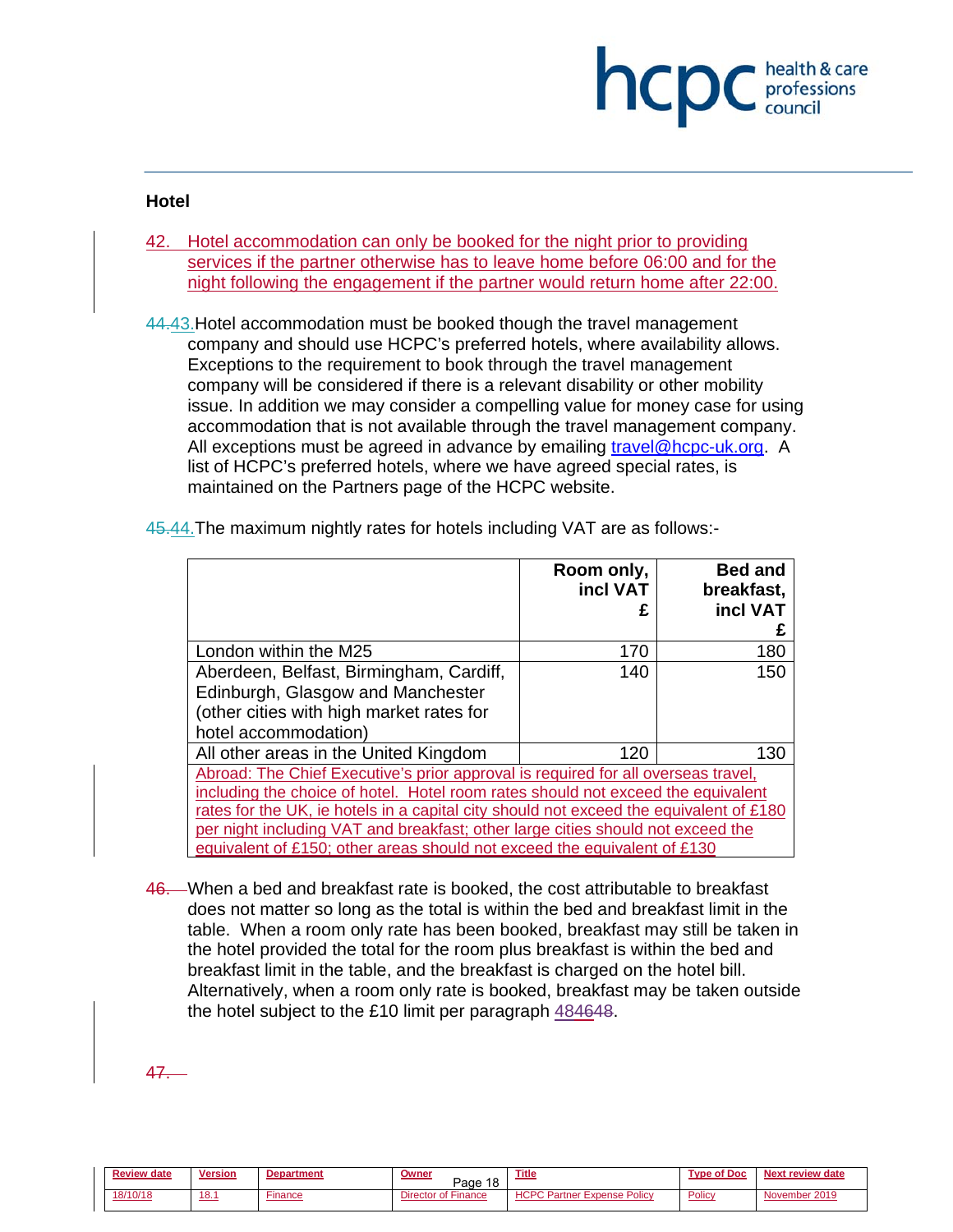## Hotel

42. Hotel accommodation can only be booked for the night prior to providing services if the partner otherwise has to leave home before 06:00 and for the night following the engagement if the partner would return home after 22:00.

44.43. Hotel accommodation must be booked though the travel management company and should use HCPC's preferred hotels, where availability allows. Exceptions to the requirement to book through the travel management company will be considered if there is a relevant disability or other mobility issue. In addition we may consider a compelling value for money case for using accommodation that is not available through the travel management company. All exceptions must be agreed in advance by emailing travel@hcpc-uk.org. A list of HCPC's preferred hotels, where we have agreed special rates, is maintained on the Partners page of the HCPC website.

45.44. The maximum nightly rates for hotels including VAT are as follows:-

| | Room only, incl VAT £ | Bed and breakfast, incl VAT £ |
|---|---|---|
| London within the M25 | 170 | 180 |
| Aberdeen, Belfast, Birmingham, Cardiff, Edinburgh, Glasgow and Manchester (other cities with high market rates for hotel accommodation) | 140 | 150 |
| All other areas in the United Kingdom | 120 | 130 |
| Abroad: The Chief Executive's prior approval is required for all overseas travel, including the choice of hotel. Hotel room rates should not exceed the equivalent rates for the UK, ie hotels in a capital city should not exceed the equivalent of £180 per night including VAT and breakfast; other large cities should not exceed the equivalent of £150; other areas should not exceed the equivalent of £130 | | |

46. When a bed and breakfast rate is booked, the cost attributable to breakfast does not matter so long as the total is within the bed and breakfast limit in the table. When a room only rate has been booked, breakfast may still be taken in the hotel provided the total for the room plus breakfast is within the bed and breakfast limit in the table, and the breakfast is charged on the hotel bill. Alternatively, when a room only rate is booked, breakfast may be taken outside the hotel subject to the £10 limit per paragraph 484648.

47.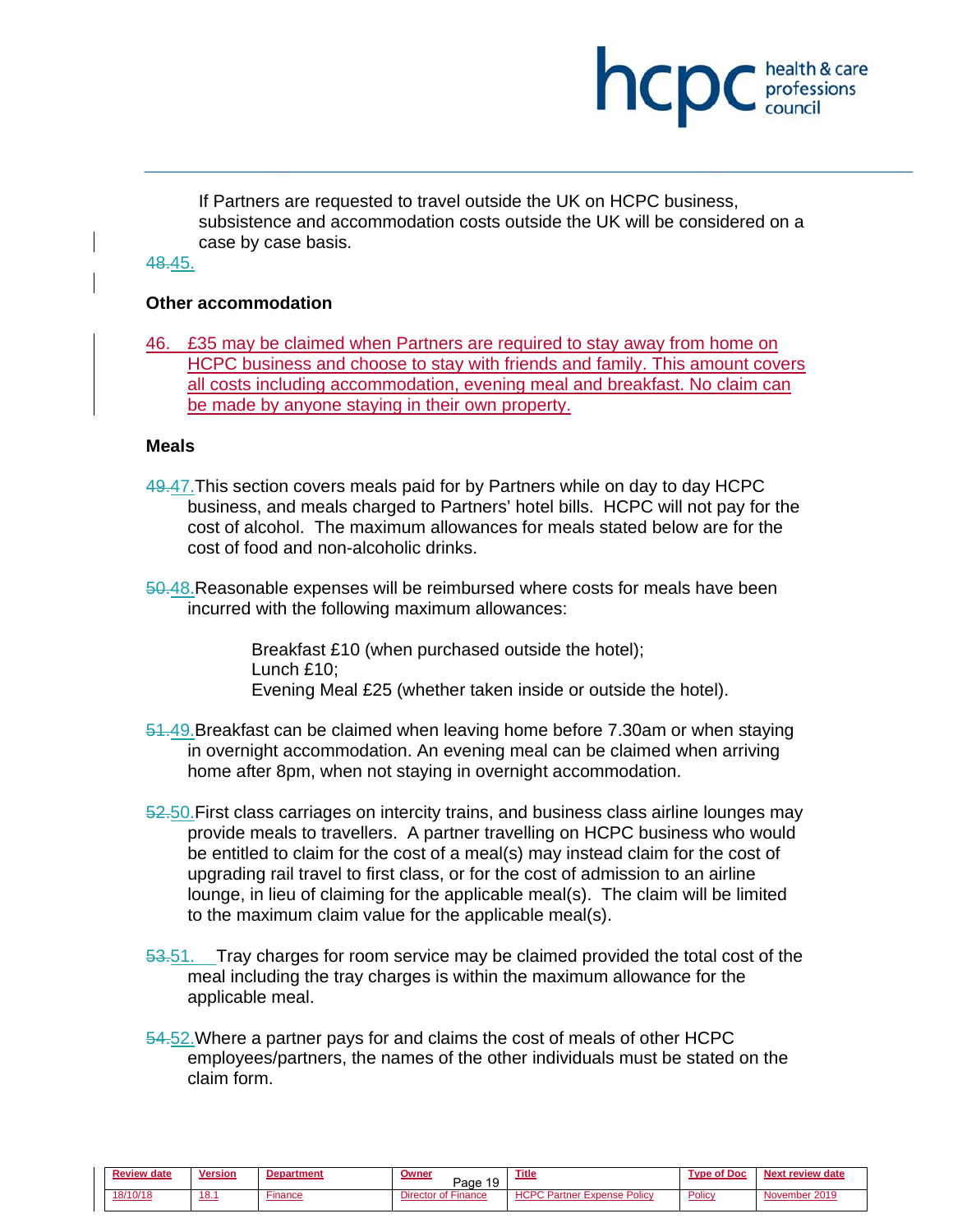If Partners are requested to travel outside the UK on HCPC business, subsistence and accommodation costs outside the UK will be considered on a case by case basis.

~~48.~~45.

### Other accommodation

46. £35 may be claimed when Partners are required to stay away from home on HCPC business and choose to stay with friends and family. This amount covers all costs including accommodation, evening meal and breakfast. No claim can be made by anyone staying in their own property.

### Meals

~~49.~~47. This section covers meals paid for by Partners while on day to day HCPC business, and meals charged to Partners' hotel bills. HCPC will not pay for the cost of alcohol. The maximum allowances for meals stated below are for the cost of food and non-alcoholic drinks.

~~50.~~48. Reasonable expenses will be reimbursed where costs for meals have been incurred with the following maximum allowances:

> Breakfast £10 (when purchased outside the hotel);
> Lunch £10;
> Evening Meal £25 (whether taken inside or outside the hotel).

~~51.~~49. Breakfast can be claimed when leaving home before 7.30am or when staying in overnight accommodation. An evening meal can be claimed when arriving home after 8pm, when not staying in overnight accommodation.

~~52.~~50. First class carriages on intercity trains, and business class airline lounges may provide meals to travellers. A partner travelling on HCPC business who would be entitled to claim for the cost of a meal(s) may instead claim for the cost of upgrading rail travel to first class, or for the cost of admission to an airline lounge, in lieu of claiming for the applicable meal(s). The claim will be limited to the maximum claim value for the applicable meal(s).

~~53.~~51. Tray charges for room service may be claimed provided the total cost of the meal including the tray charges is within the maximum allowance for the applicable meal.

~~54.~~52. Where a partner pays for and claims the cost of meals of other HCPC employees/partners, the names of the other individuals must be stated on the claim form.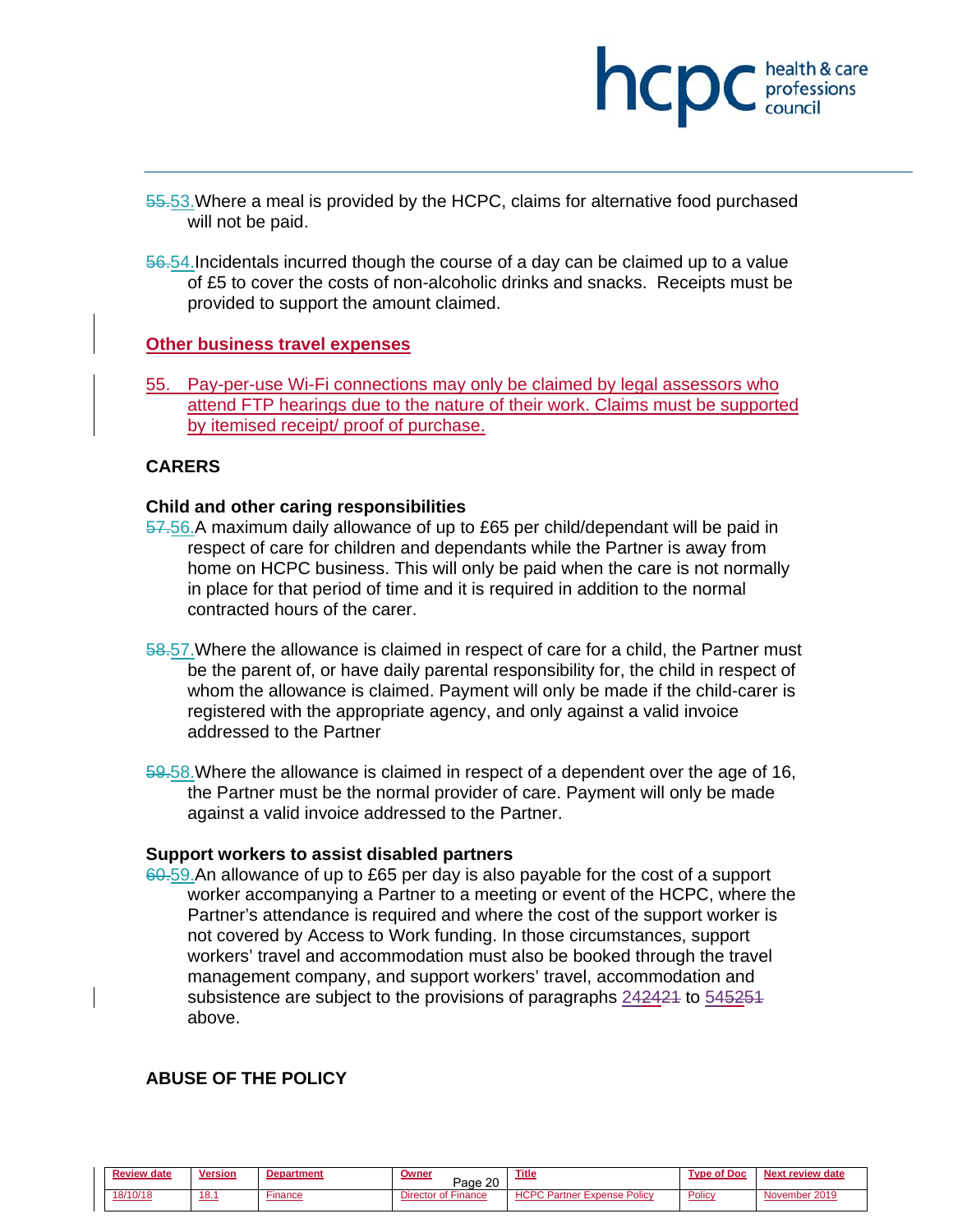55.53. Where a meal is provided by the HCPC, claims for alternative food purchased will not be paid.

56.54. Incidentals incurred though the course of a day can be claimed up to a value of £5 to cover the costs of non-alcoholic drinks and snacks. Receipts must be provided to support the amount claimed.

**Other business travel expenses**

55. Pay-per-use Wi-Fi connections may only be claimed by legal assessors who attend FTP hearings due to the nature of their work. Claims must be supported by itemised receipt/ proof of purchase.

## CARERS

### Child and other caring responsibilities

57.56. A maximum daily allowance of up to £65 per child/dependant will be paid in respect of care for children and dependants while the Partner is away from home on HCPC business. This will only be paid when the care is not normally in place for that period of time and it is required in addition to the normal contracted hours of the carer.

58.57. Where the allowance is claimed in respect of care for a child, the Partner must be the parent of, or have daily parental responsibility for, the child in respect of whom the allowance is claimed. Payment will only be made if the child-carer is registered with the appropriate agency, and only against a valid invoice addressed to the Partner

59.58. Where the allowance is claimed in respect of a dependent over the age of 16, the Partner must be the normal provider of care. Payment will only be made against a valid invoice addressed to the Partner.

### Support workers to assist disabled partners

60.59. An allowance of up to £65 per day is also payable for the cost of a support worker accompanying a Partner to a meeting or event of the HCPC, where the Partner's attendance is required and where the cost of the support worker is not covered by Access to Work funding. In those circumstances, support workers' travel and accommodation must also be booked through the travel management company, and support workers' travel, accommodation and subsistence are subject to the provisions of paragraphs 242421 to 545251 above.

## ABUSE OF THE POLICY

| Review date | Version | Department | Owner | Title | Type of Doc | Next review date |
|---|---|---|---|---|---|---|
| 18/10/18 | 18.1 | Finance | Director of Finance | HCPC Partner Expense Policy | Policy | November 2019 |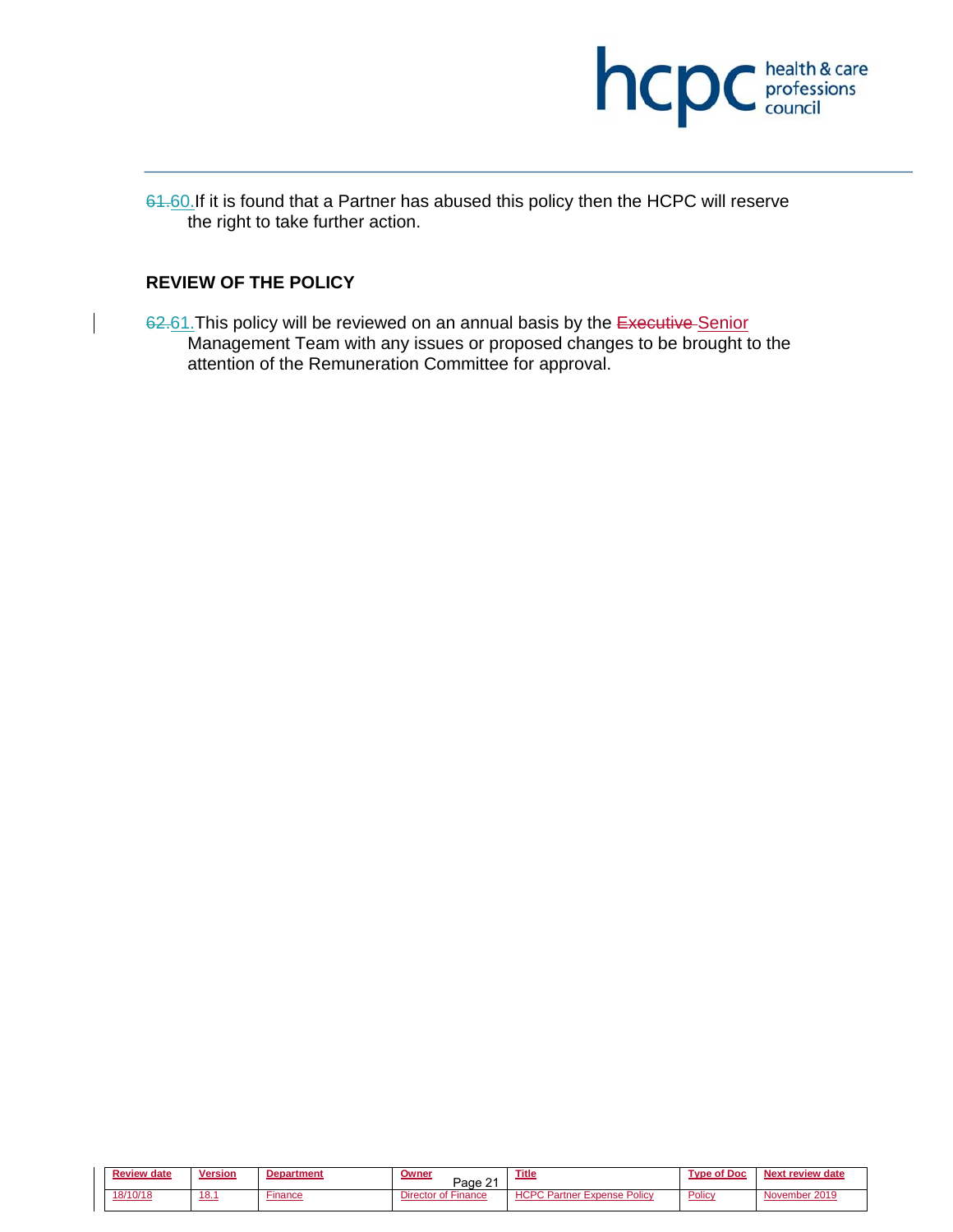61.60. If it is found that a Partner has abused this policy then the HCPC will reserve the right to take further action.

**REVIEW OF THE POLICY**

62.61. This policy will be reviewed on an annual basis by the Executive Senior Management Team with any issues or proposed changes to be brought to the attention of the Remuneration Committee for approval.

| Review date | Version | Department | Owner | Title | Type of Doc | Next review date |
|---|---|---|---|---|---|---|
| 18/10/18 | 18.1 | Finance | Director of Finance | HCPC Partner Expense Policy | Policy | November 2019 |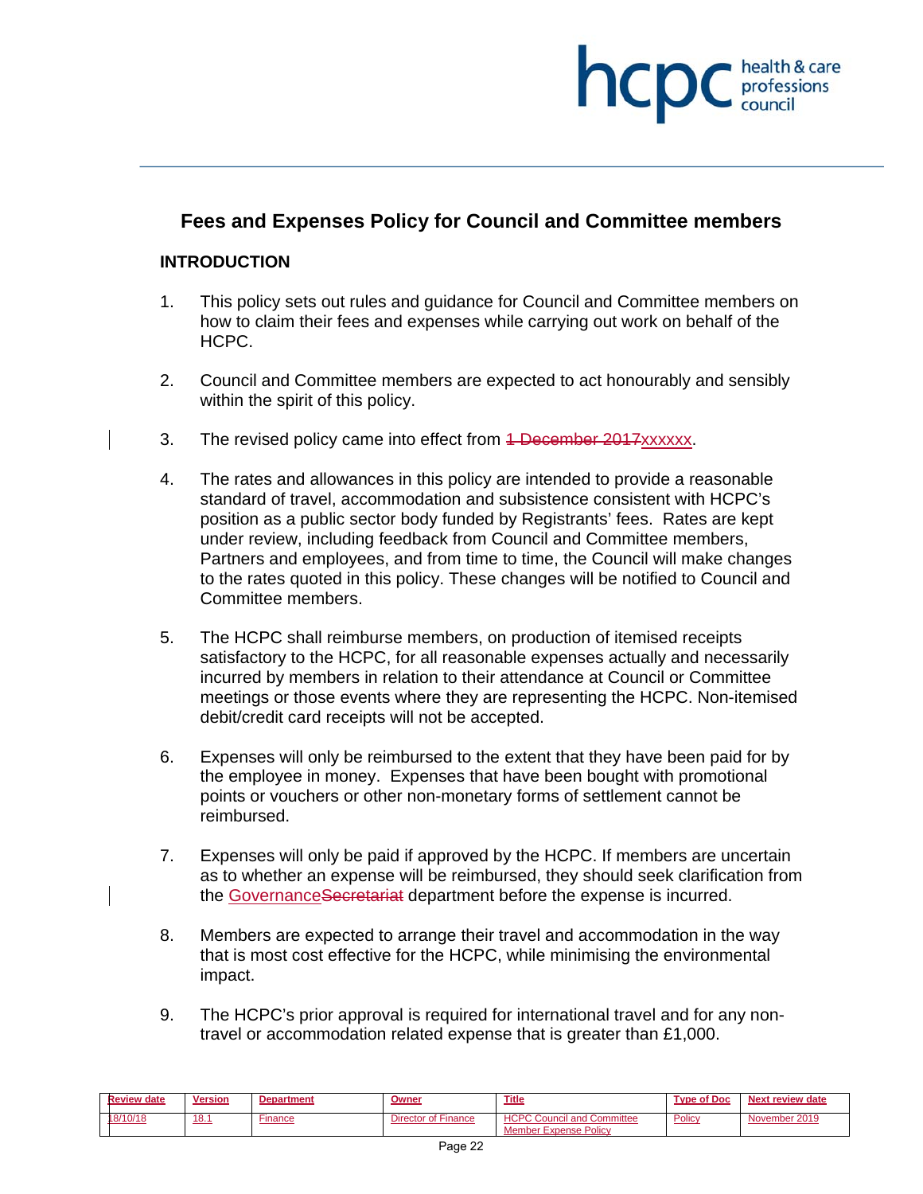## Fees and Expenses Policy for Council and Committee members

### INTRODUCTION

1. This policy sets out rules and guidance for Council and Committee members on how to claim their fees and expenses while carrying out work on behalf of the HCPC.

2. Council and Committee members are expected to act honourably and sensibly within the spirit of this policy.

3. The revised policy came into effect from ~~1 December 2017~~xxxxxx.

4. The rates and allowances in this policy are intended to provide a reasonable standard of travel, accommodation and subsistence consistent with HCPC's position as a public sector body funded by Registrants' fees. Rates are kept under review, including feedback from Council and Committee members, Partners and employees, and from time to time, the Council will make changes to the rates quoted in this policy. These changes will be notified to Council and Committee members.

5. The HCPC shall reimburse members, on production of itemised receipts satisfactory to the HCPC, for all reasonable expenses actually and necessarily incurred by members in relation to their attendance at Council or Committee meetings or those events where they are representing the HCPC. Non-itemised debit/credit card receipts will not be accepted.

6. Expenses will only be reimbursed to the extent that they have been paid for by the employee in money. Expenses that have been bought with promotional points or vouchers or other non-monetary forms of settlement cannot be reimbursed.

7. Expenses will only be paid if approved by the HCPC. If members are uncertain as to whether an expense will be reimbursed, they should seek clarification from the Governance~~Secretariat~~ department before the expense is incurred.

8. Members are expected to arrange their travel and accommodation in the way that is most cost effective for the HCPC, while minimising the environmental impact.

9. The HCPC's prior approval is required for international travel and for any non-travel or accommodation related expense that is greater than £1,000.

| Review date | Version | Department | Owner | Title | Type of Doc | Next review date |
|---|---|---|---|---|---|---|
| 18/10/18 | 18.1 | Finance | Director of Finance | HCPC Council and Committee Member Expense Policy | Policy | November 2019 |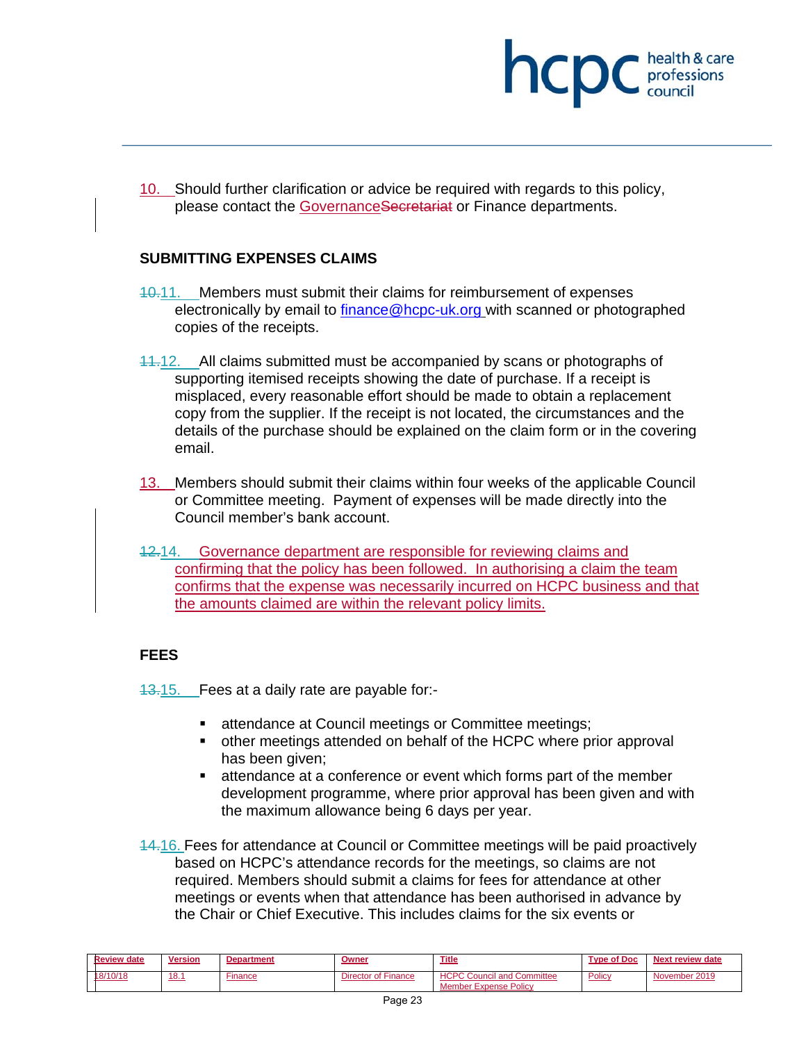10. Should further clarification or advice be required with regards to this policy, please contact the GovernanceSecretariat or Finance departments.

## SUBMITTING EXPENSES CLAIMS

10.11. Members must submit their claims for reimbursement of expenses electronically by email to finance@hcpc-uk.org with scanned or photographed copies of the receipts.

11.12. All claims submitted must be accompanied by scans or photographs of supporting itemised receipts showing the date of purchase. If a receipt is misplaced, every reasonable effort should be made to obtain a replacement copy from the supplier. If the receipt is not located, the circumstances and the details of the purchase should be explained on the claim form or in the covering email.

13. Members should submit their claims within four weeks of the applicable Council or Committee meeting. Payment of expenses will be made directly into the Council member's bank account.

12.14. Governance department are responsible for reviewing claims and confirming that the policy has been followed. In authorising a claim the team confirms that the expense was necessarily incurred on HCPC business and that the amounts claimed are within the relevant policy limits.

## FEES

13.15. Fees at a daily rate are payable for:-

- attendance at Council meetings or Committee meetings;
- other meetings attended on behalf of the HCPC where prior approval has been given;
- attendance at a conference or event which forms part of the member development programme, where prior approval has been given and with the maximum allowance being 6 days per year.

14.16. Fees for attendance at Council or Committee meetings will be paid proactively based on HCPC's attendance records for the meetings, so claims are not required. Members should submit a claims for fees for attendance at other meetings or events when that attendance has been authorised in advance by the Chair or Chief Executive. This includes claims for the six events or

| Review date | Version | Department | Owner | Title | Type of Doc | Next review date |
|---|---|---|---|---|---|---|
| 18/10/18 | 18.1 | Finance | Director of Finance | HCPC Council and Committee Member Expense Policy | Policy | November 2019 |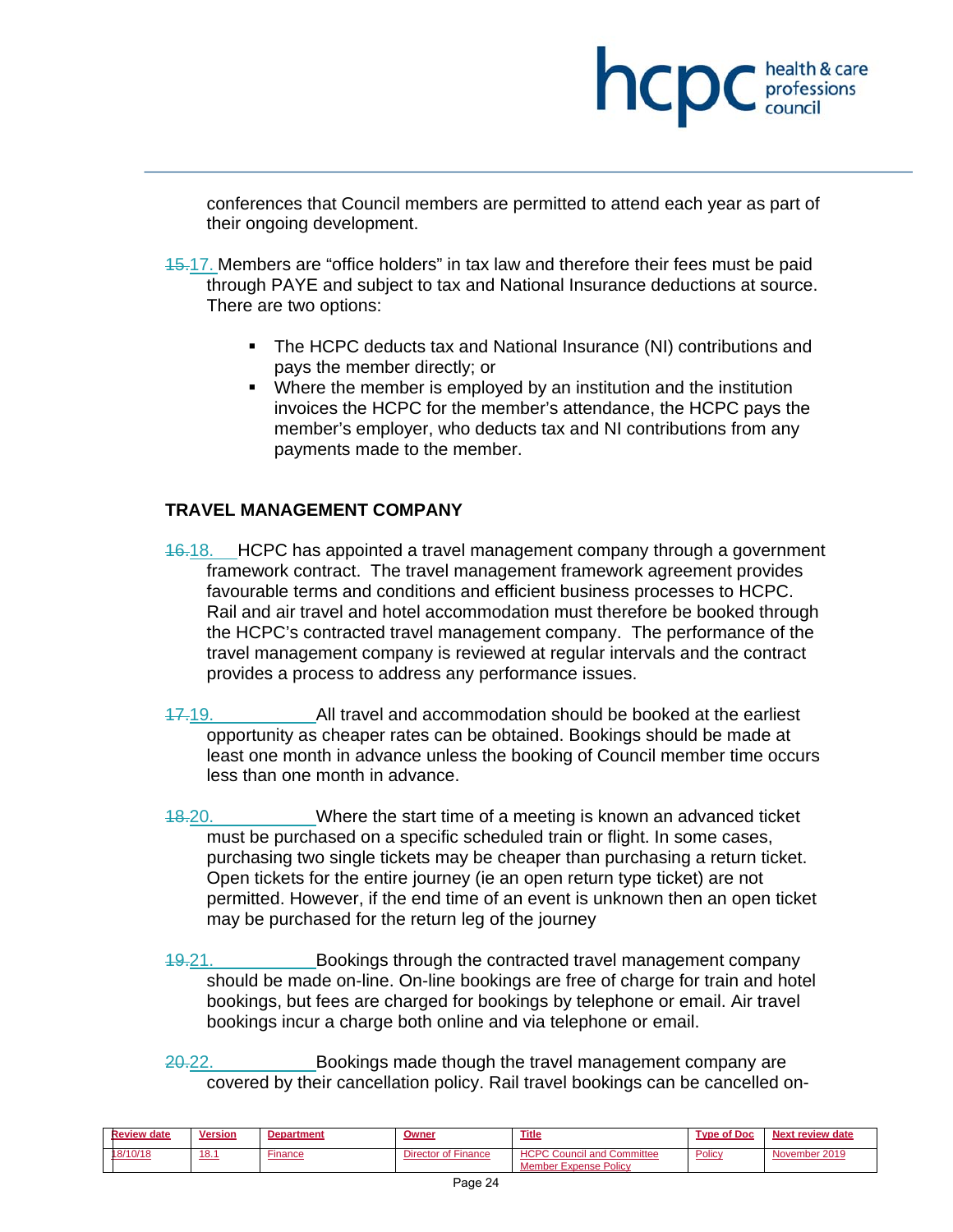conferences that Council members are permitted to attend each year as part of their ongoing development.

~~15.~~17. Members are "office holders" in tax law and therefore their fees must be paid through PAYE and subject to tax and National Insurance deductions at source. There are two options:

- The HCPC deducts tax and National Insurance (NI) contributions and pays the member directly; or
- Where the member is employed by an institution and the institution invoices the HCPC for the member's attendance, the HCPC pays the member's employer, who deducts tax and NI contributions from any payments made to the member.

## TRAVEL MANAGEMENT COMPANY

~~16.~~18. HCPC has appointed a travel management company through a government framework contract. The travel management framework agreement provides favourable terms and conditions and efficient business processes to HCPC. Rail and air travel and hotel accommodation must therefore be booked through the HCPC's contracted travel management company. The performance of the travel management company is reviewed at regular intervals and the contract provides a process to address any performance issues.

~~17.~~19. All travel and accommodation should be booked at the earliest opportunity as cheaper rates can be obtained. Bookings should be made at least one month in advance unless the booking of Council member time occurs less than one month in advance.

~~18.~~20. Where the start time of a meeting is known an advanced ticket must be purchased on a specific scheduled train or flight. In some cases, purchasing two single tickets may be cheaper than purchasing a return ticket. Open tickets for the entire journey (ie an open return type ticket) are not permitted. However, if the end time of an event is unknown then an open ticket may be purchased for the return leg of the journey

~~19.~~21. Bookings through the contracted travel management company should be made on-line. On-line bookings are free of charge for train and hotel bookings, but fees are charged for bookings by telephone or email. Air travel bookings incur a charge both online and via telephone or email.

~~20.~~22. Bookings made though the travel management company are covered by their cancellation policy. Rail travel bookings can be cancelled on-

| Review date | Version | Department | Owner | Title | Type of Doc | Next review date |
|---|---|---|---|---|---|---|
| 18/10/18 | 18.1 | Finance | Director of Finance | HCPC Council and Committee Member Expense Policy | Policy | November 2019 |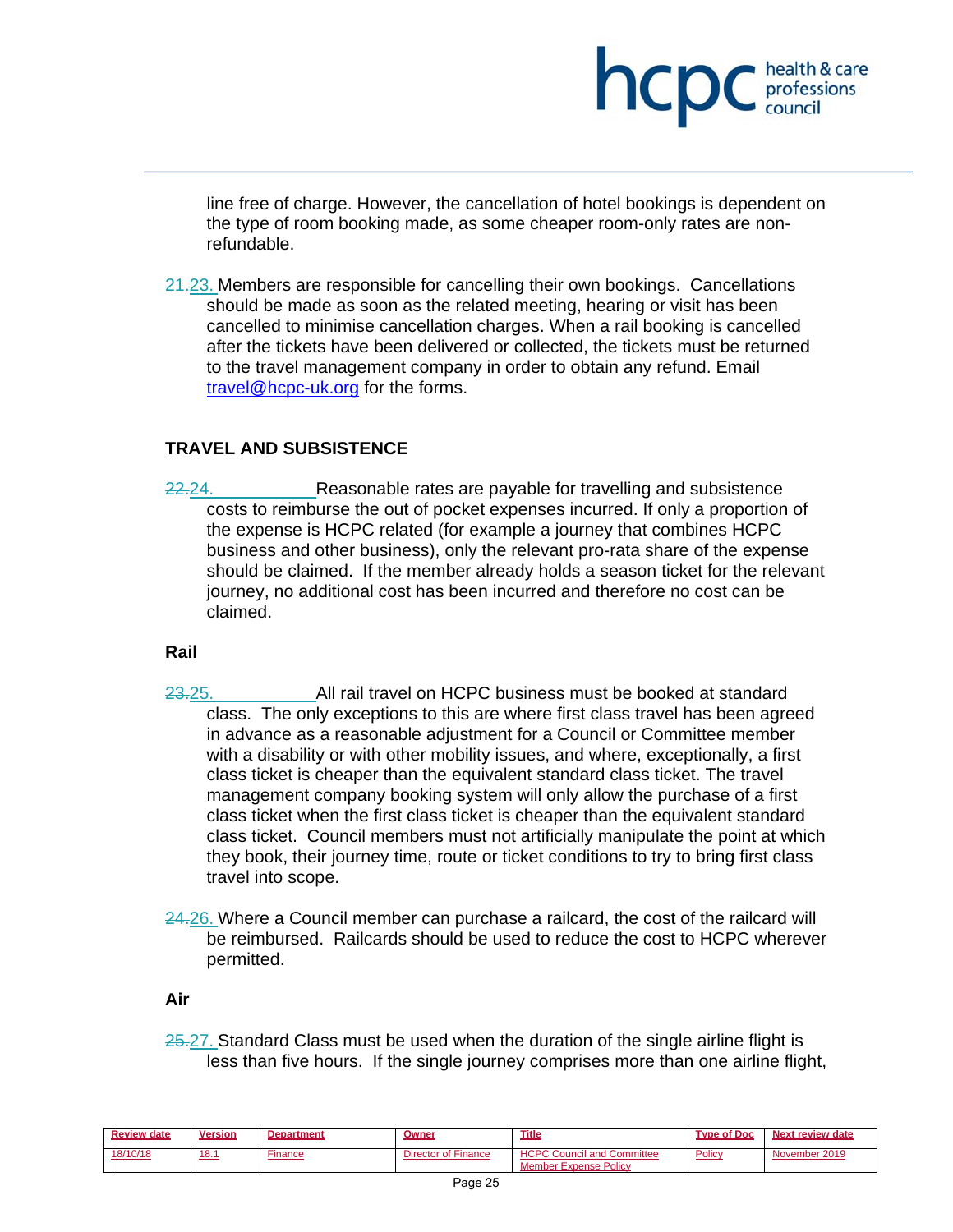line free of charge. However, the cancellation of hotel bookings is dependent on the type of room booking made, as some cheaper room-only rates are non-refundable.

~~21.~~23. Members are responsible for cancelling their own bookings. Cancellations should be made as soon as the related meeting, hearing or visit has been cancelled to minimise cancellation charges. When a rail booking is cancelled after the tickets have been delivered or collected, the tickets must be returned to the travel management company in order to obtain any refund. Email travel@hcpc-uk.org for the forms.

## TRAVEL AND SUBSISTENCE

~~22.~~24. Reasonable rates are payable for travelling and subsistence costs to reimburse the out of pocket expenses incurred. If only a proportion of the expense is HCPC related (for example a journey that combines HCPC business and other business), only the relevant pro-rata share of the expense should be claimed. If the member already holds a season ticket for the relevant journey, no additional cost has been incurred and therefore no cost can be claimed.

### Rail

~~23.~~25. All rail travel on HCPC business must be booked at standard class. The only exceptions to this are where first class travel has been agreed in advance as a reasonable adjustment for a Council or Committee member with a disability or with other mobility issues, and where, exceptionally, a first class ticket is cheaper than the equivalent standard class ticket. The travel management company booking system will only allow the purchase of a first class ticket when the first class ticket is cheaper than the equivalent standard class ticket. Council members must not artificially manipulate the point at which they book, their journey time, route or ticket conditions to try to bring first class travel into scope.

~~24.~~26. Where a Council member can purchase a railcard, the cost of the railcard will be reimbursed. Railcards should be used to reduce the cost to HCPC wherever permitted.

### Air

~~25.~~27. Standard Class must be used when the duration of the single airline flight is less than five hours. If the single journey comprises more than one airline flight,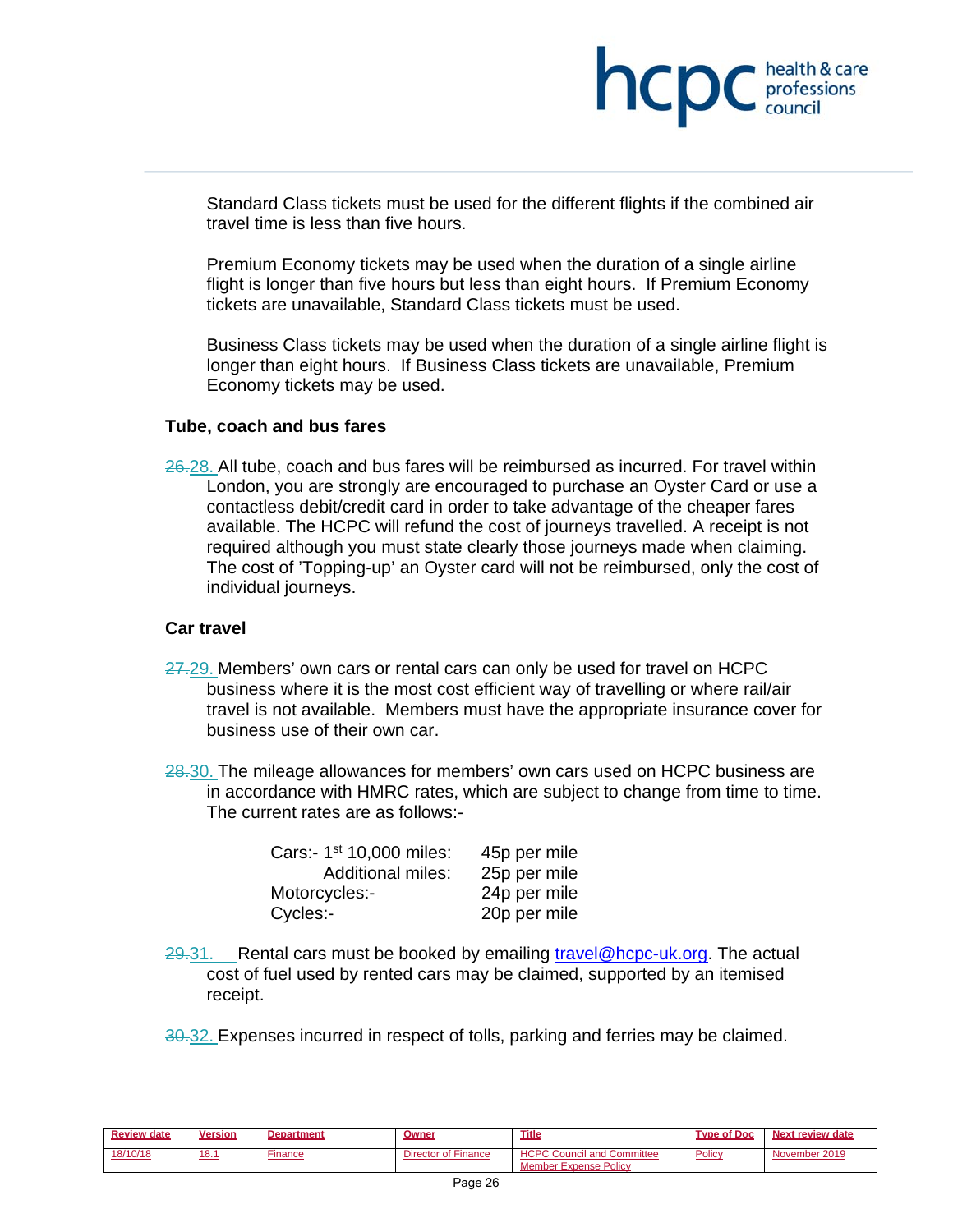Standard Class tickets must be used for the different flights if the combined air travel time is less than five hours.

Premium Economy tickets may be used when the duration of a single airline flight is longer than five hours but less than eight hours. If Premium Economy tickets are unavailable, Standard Class tickets must be used.

Business Class tickets may be used when the duration of a single airline flight is longer than eight hours. If Business Class tickets are unavailable, Premium Economy tickets may be used.

**Tube, coach and bus fares**

~~26.~~28. All tube, coach and bus fares will be reimbursed as incurred. For travel within London, you are strongly are encouraged to purchase an Oyster Card or use a contactless debit/credit card in order to take advantage of the cheaper fares available. The HCPC will refund the cost of journeys travelled. A receipt is not required although you must state clearly those journeys made when claiming. The cost of 'Topping-up' an Oyster card will not be reimbursed, only the cost of individual journeys.

**Car travel**

~~27.~~29. Members' own cars or rental cars can only be used for travel on HCPC business where it is the most cost efficient way of travelling or where rail/air travel is not available. Members must have the appropriate insurance cover for business use of their own car.

~~28.~~30. The mileage allowances for members' own cars used on HCPC business are in accordance with HMRC rates, which are subject to change from time to time. The current rates are as follows:-

| | |
|---|---|
| Cars:- 1st 10,000 miles: | 45p per mile |
| Additional miles: | 25p per mile |
| Motorcycles:- | 24p per mile |
| Cycles:- | 20p per mile |

~~29.~~31. Rental cars must be booked by emailing travel@hcpc-uk.org. The actual cost of fuel used by rented cars may be claimed, supported by an itemised receipt.

~~30.~~32. Expenses incurred in respect of tolls, parking and ferries may be claimed.

| Review date | Version | Department | Owner | Title | Type of Doc | Next review date |
|---|---|---|---|---|---|---|
| 18/10/18 | 18.1 | Finance | Director of Finance | HCPC Council and Committee Member Expense Policy | Policy | November 2019 |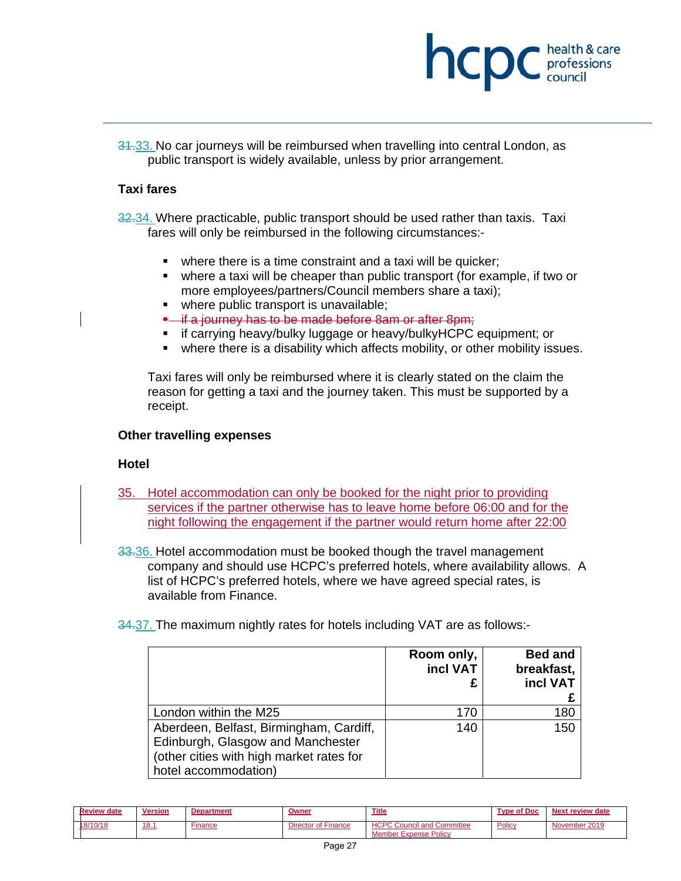31.33. No car journeys will be reimbursed when travelling into central London, as public transport is widely available, unless by prior arrangement.

**Taxi fares**

32.34. Where practicable, public transport should be used rather than taxis. Taxi fares will only be reimbursed in the following circumstances:-

- where there is a time constraint and a taxi will be quicker;
- where a taxi will be cheaper than public transport (for example, if two or more employees/partners/Council members share a taxi);
- where public transport is unavailable;
- ~~if a journey has to be made before 8am or after 8pm;~~
- if carrying heavy/bulky luggage or heavy/bulkyHCPC equipment; or
- where there is a disability which affects mobility, or other mobility issues.

Taxi fares will only be reimbursed where it is clearly stated on the claim the reason for getting a taxi and the journey taken. This must be supported by a receipt.

**Other travelling expenses**

**Hotel**

35. Hotel accommodation can only be booked for the night prior to providing services if the partner otherwise has to leave home before 06:00 and for the night following the engagement if the partner would return home after 22:00

33.36. Hotel accommodation must be booked though the travel management company and should use HCPC's preferred hotels, where availability allows. A list of HCPC's preferred hotels, where we have agreed special rates, is available from Finance.

34.37. The maximum nightly rates for hotels including VAT are as follows:-

| | Room only, incl VAT £ | Bed and breakfast, incl VAT £ |
|---|---|---|
| London within the M25 | 170 | 180 |
| Aberdeen, Belfast, Birmingham, Cardiff, Edinburgh, Glasgow and Manchester (other cities with high market rates for hotel accommodation) | 140 | 150 |

| Review date | Version | Department | Owner | Title | Type of Doc | Next review date |
|---|---|---|---|---|---|---|
| 18/10/18 | 18.1 | Finance | Director of Finance | HCPC Council and Committee Member Expense Policy | Policy | November 2019 |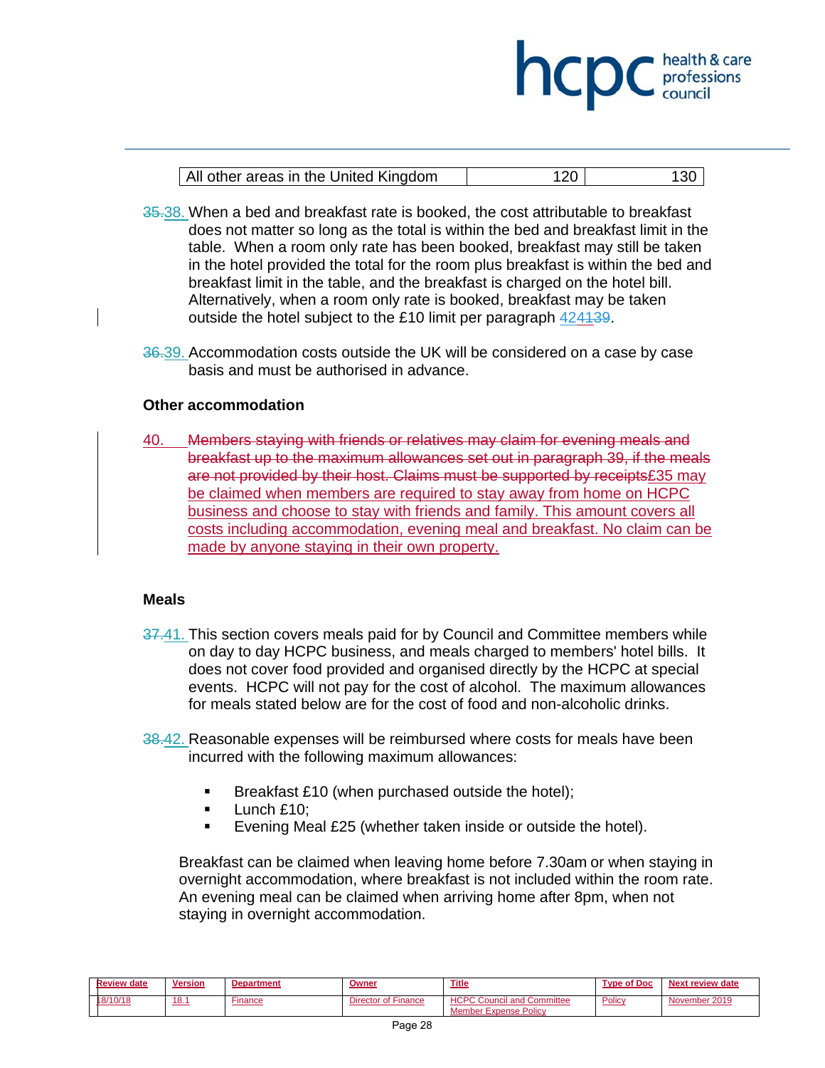| All other areas in the United Kingdom | 120 | 130 |
|---|---|---|

~~35.~~38. When a bed and breakfast rate is booked, the cost attributable to breakfast does not matter so long as the total is within the bed and breakfast limit in the table. When a room only rate has been booked, breakfast may still be taken in the hotel provided the total for the room plus breakfast is within the bed and breakfast limit in the table, and the breakfast is charged on the hotel bill. Alternatively, when a room only rate is booked, breakfast may be taken outside the hotel subject to the £10 limit per paragraph 42~~4139~~.

~~36.~~39. Accommodation costs outside the UK will be considered on a case by case basis and must be authorised in advance.

**Other accommodation**

40. ~~Members staying with friends or relatives may claim for evening meals and breakfast up to the maximum allowances set out in paragraph 39, if the meals are not provided by their host. Claims must be supported by receipts~~£35 may be claimed when members are required to stay away from home on HCPC business and choose to stay with friends and family. This amount covers all costs including accommodation, evening meal and breakfast. No claim can be made by anyone staying in their own property.

**Meals**

~~37.~~41. This section covers meals paid for by Council and Committee members while on day to day HCPC business, and meals charged to members' hotel bills. It does not cover food provided and organised directly by the HCPC at special events. HCPC will not pay for the cost of alcohol. The maximum allowances for meals stated below are for the cost of food and non-alcoholic drinks.

~~38.~~42. Reasonable expenses will be reimbursed where costs for meals have been incurred with the following maximum allowances:

- Breakfast £10 (when purchased outside the hotel);
- Lunch £10;
- Evening Meal £25 (whether taken inside or outside the hotel).

Breakfast can be claimed when leaving home before 7.30am or when staying in overnight accommodation, where breakfast is not included within the room rate. An evening meal can be claimed when arriving home after 8pm, when not staying in overnight accommodation.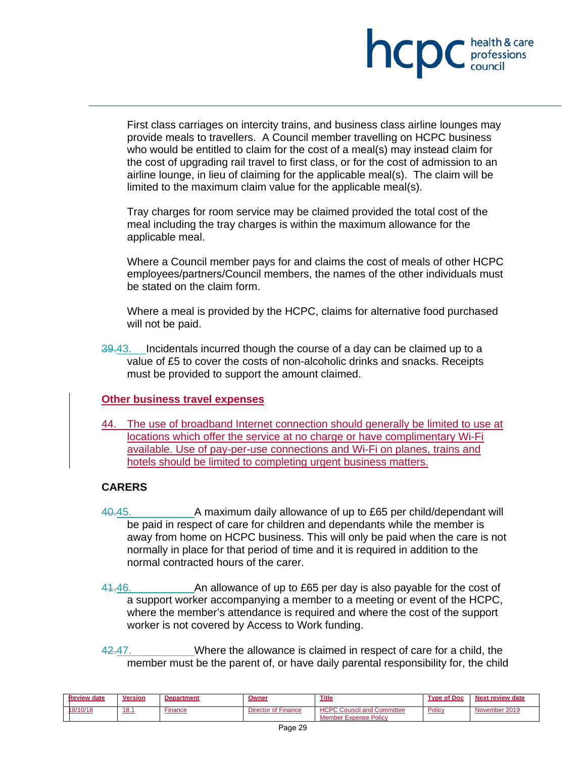First class carriages on intercity trains, and business class airline lounges may provide meals to travellers. A Council member travelling on HCPC business who would be entitled to claim for the cost of a meal(s) may instead claim for the cost of upgrading rail travel to first class, or for the cost of admission to an airline lounge, in lieu of claiming for the applicable meal(s). The claim will be limited to the maximum claim value for the applicable meal(s).

Tray charges for room service may be claimed provided the total cost of the meal including the tray charges is within the maximum allowance for the applicable meal.

Where a Council member pays for and claims the cost of meals of other HCPC employees/partners/Council members, the names of the other individuals must be stated on the claim form.

Where a meal is provided by the HCPC, claims for alternative food purchased will not be paid.

~~39.~~43. Incidentals incurred though the course of a day can be claimed up to a value of £5 to cover the costs of non-alcoholic drinks and snacks. Receipts must be provided to support the amount claimed.

**Other business travel expenses**

44. The use of broadband Internet connection should generally be limited to use at locations which offer the service at no charge or have complimentary Wi-Fi available. Use of pay-per-use connections and Wi-Fi on planes, trains and hotels should be limited to completing urgent business matters.

**CARERS**

~~40.~~45. A maximum daily allowance of up to £65 per child/dependant will be paid in respect of care for children and dependants while the member is away from home on HCPC business. This will only be paid when the care is not normally in place for that period of time and it is required in addition to the normal contracted hours of the carer.

~~41.~~46. An allowance of up to £65 per day is also payable for the cost of a support worker accompanying a member to a meeting or event of the HCPC, where the member's attendance is required and where the cost of the support worker is not covered by Access to Work funding.

~~42.~~47. Where the allowance is claimed in respect of care for a child, the member must be the parent of, or have daily parental responsibility for, the child

| Review date | Version | Department | Owner | Title | Type of Doc | Next review date |
|---|---|---|---|---|---|---|
| 18/10/18 | 18.1 | Finance | Director of Finance | HCPC Council and Committee Member Expense Policy | Policy | November 2019 |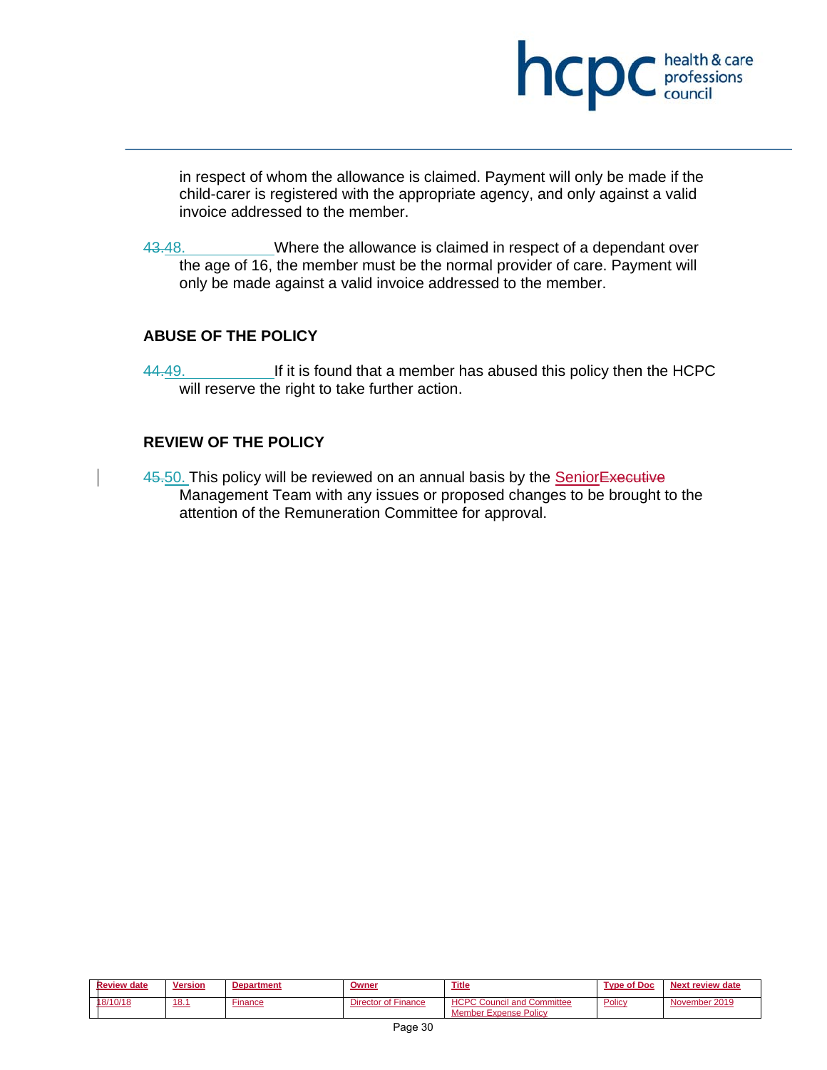in respect of whom the allowance is claimed. Payment will only be made if the child-carer is registered with the appropriate agency, and only against a valid invoice addressed to the member.

43.48. Where the allowance is claimed in respect of a dependant over the age of 16, the member must be the normal provider of care. Payment will only be made against a valid invoice addressed to the member.

## ABUSE OF THE POLICY

44.49. If it is found that a member has abused this policy then the HCPC will reserve the right to take further action.

## REVIEW OF THE POLICY

45.50. This policy will be reviewed on an annual basis by the SeniorExecutive Management Team with any issues or proposed changes to be brought to the attention of the Remuneration Committee for approval.

| Review date | Version | Department | Owner | Title | Type of Doc | Next review date |
|---|---|---|---|---|---|---|
| 18/10/18 | 18.1 | Finance | Director of Finance | HCPC Council and Committee Member Expense Policy | Policy | November 2019 |